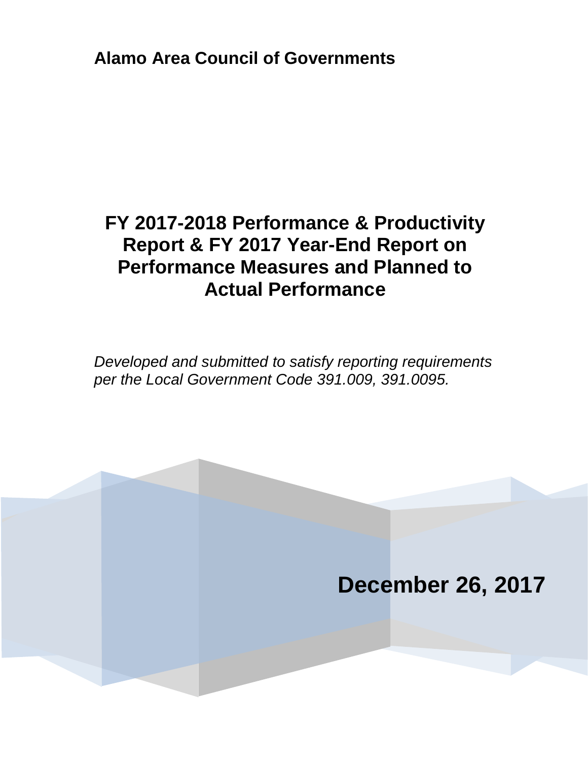**Alamo Area Council of Governments**

# FY 2017-2018 Performance & Productivity Report & FY 2017 Year-End Report on Performance Measures and Planned to Actual Performance

*Developed and submitted to satisfy reporting requirements per the Local Government Code 391.009, 391.0095.*

**December 26, 2017**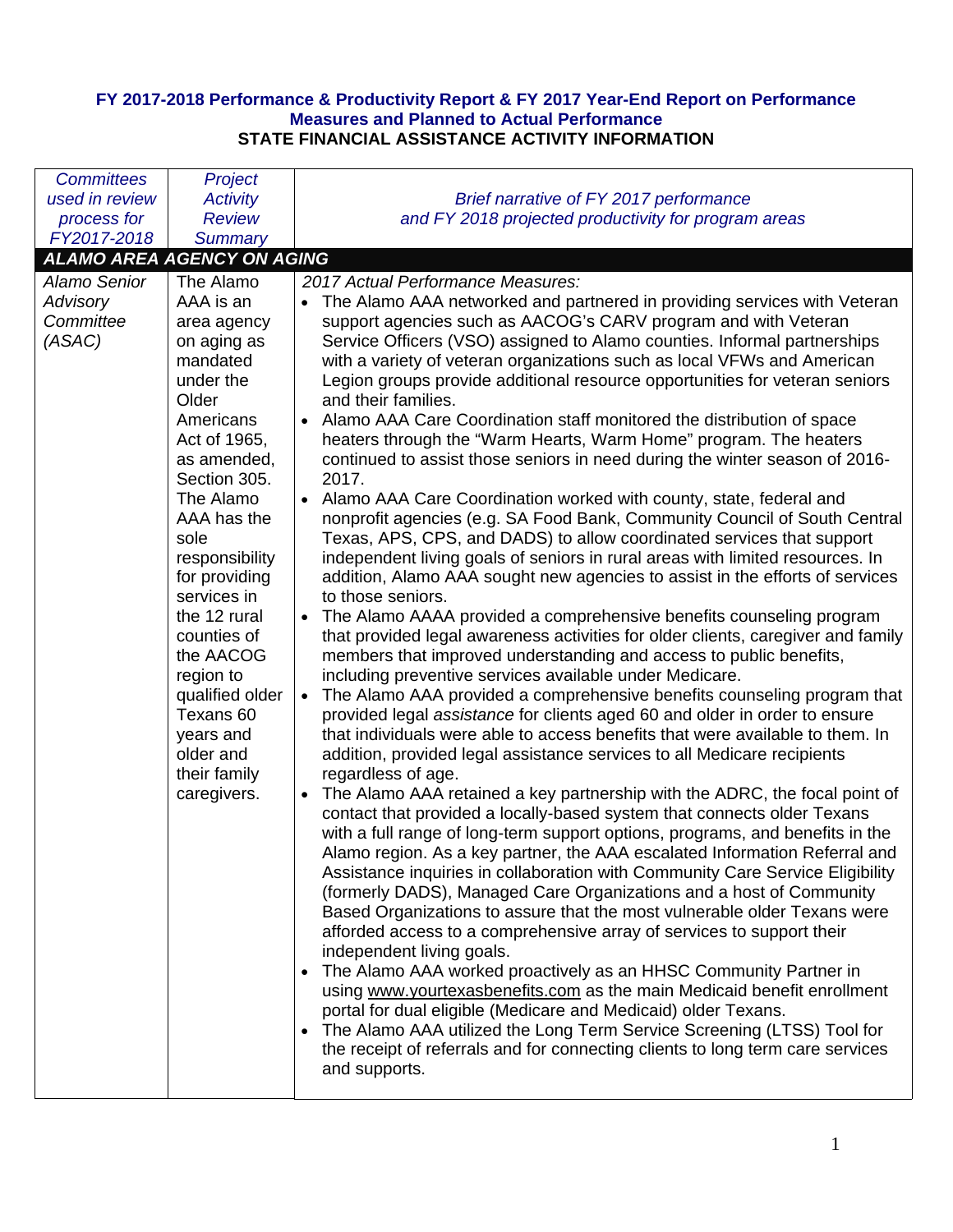**FY 2017-2018 Performance & Productivity Report & FY 2017 Year-End Report on Performance Measures and Planned to Actual Performance**
**STATE FINANCIAL ASSISTANCE ACTIVITY INFORMATION**

| *Committees used in review process for FY2017-2018* | *Project Activity Review Summary* | *Brief narrative of FY 2017 performance and FY 2018 projected productivity for program areas* |
|---|---|---|
| ***ALAMO AREA AGENCY ON AGING*** | | |
| *Alamo Senior Advisory Committee (ASAC)* | The Alamo AAA is an area agency on aging as mandated under the Older Americans Act of 1965, as amended, Section 305. The Alamo AAA has the sole responsibility for providing services in the 12 rural counties of the AACOG region to qualified older Texans 60 years and older and their family caregivers. | *2017 Actual Performance Measures:*<br>• The Alamo AAA networked and partnered in providing services with Veteran support agencies such as AACOG's CARV program and with Veteran Service Officers (VSO) assigned to Alamo counties. Informal partnerships with a variety of veteran organizations such as local VFWs and American Legion groups provide additional resource opportunities for veteran seniors and their families.<br>• Alamo AAA Care Coordination staff monitored the distribution of space heaters through the "Warm Hearts, Warm Home" program. The heaters continued to assist those seniors in need during the winter season of 2016-2017.<br>• Alamo AAA Care Coordination worked with county, state, federal and nonprofit agencies (e.g. SA Food Bank, Community Council of South Central Texas, APS, CPS, and DADS) to allow coordinated services that support independent living goals of seniors in rural areas with limited resources. In addition, Alamo AAA sought new agencies to assist in the efforts of services to those seniors.<br>• The Alamo AAAA provided a comprehensive benefits counseling program that provided legal awareness activities for older clients, caregiver and family members that improved understanding and access to public benefits, including preventive services available under Medicare.<br>• The Alamo AAA provided a comprehensive benefits counseling program that provided legal *assistance* for clients aged 60 and older in order to ensure that individuals were able to access benefits that were available to them. In addition, provided legal assistance services to all Medicare recipients regardless of age.<br>• The Alamo AAA retained a key partnership with the ADRC, the focal point of contact that provided a locally-based system that connects older Texans with a full range of long-term support options, programs, and benefits in the Alamo region. As a key partner, the AAA escalated Information Referral and Assistance inquiries in collaboration with Community Care Service Eligibility (formerly DADS), Managed Care Organizations and a host of Community Based Organizations to assure that the most vulnerable older Texans were afforded access to a comprehensive array of services to support their independent living goals.<br>• The Alamo AAA worked proactively as an HHSC Community Partner in using www.yourtexasbenefits.com as the main Medicaid benefit enrollment portal for dual eligible (Medicare and Medicaid) older Texans.<br>• The Alamo AAA utilized the Long Term Service Screening (LTSS) Tool for the receipt of referrals and for connecting clients to long term care services and supports. |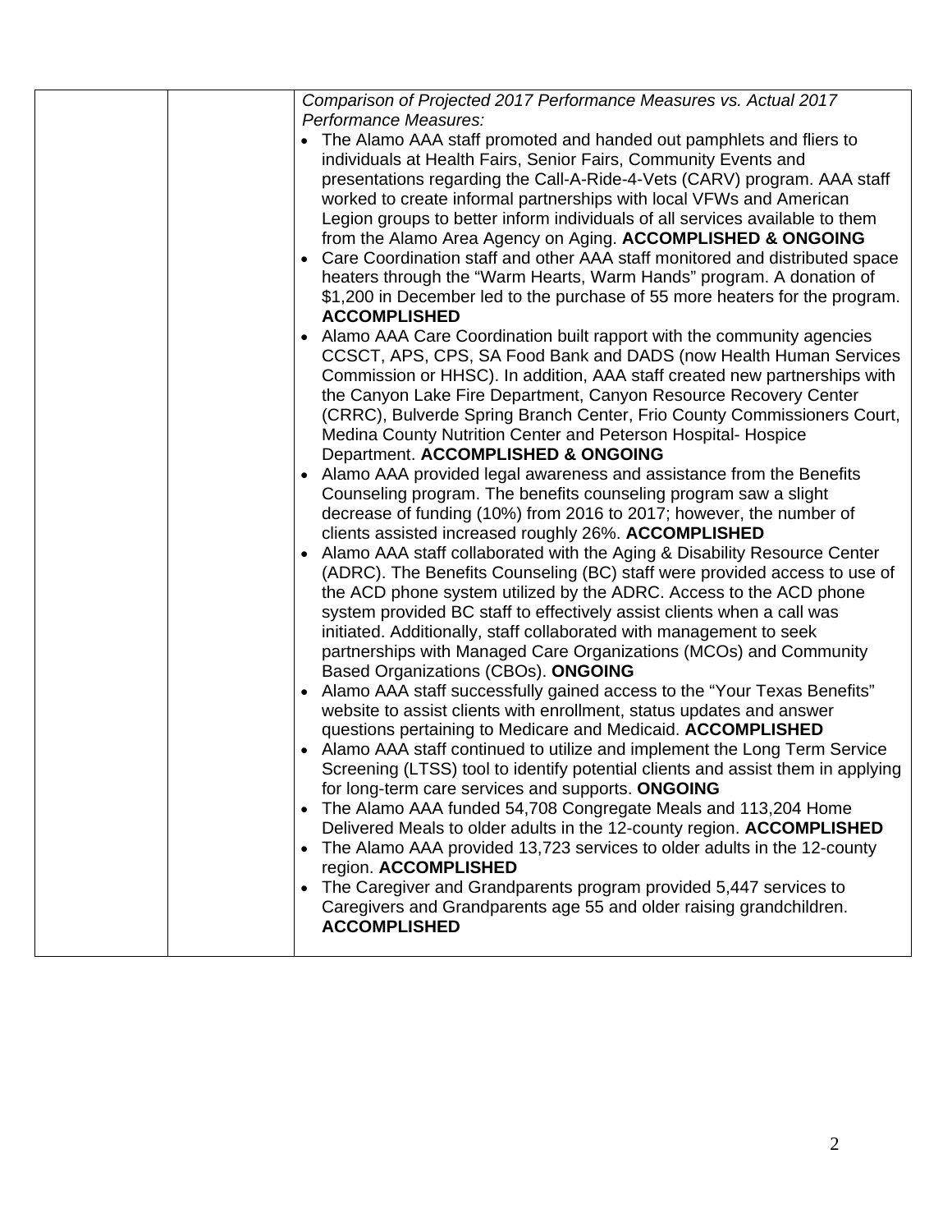| | | *Comparison of Projected 2017 Performance Measures vs. Actual 2017 Performance Measures:*<br>• The Alamo AAA staff promoted and handed out pamphlets and fliers to individuals at Health Fairs, Senior Fairs, Community Events and presentations regarding the Call-A-Ride-4-Vets (CARV) program. AAA staff worked to create informal partnerships with local VFWs and American Legion groups to better inform individuals of all services available to them from the Alamo Area Agency on Aging. **ACCOMPLISHED & ONGOING**<br>• Care Coordination staff and other AAA staff monitored and distributed space heaters through the "Warm Hearts, Warm Hands" program. A donation of $1,200 in December led to the purchase of 55 more heaters for the program. **ACCOMPLISHED**<br>• Alamo AAA Care Coordination built rapport with the community agencies CCSCT, APS, CPS, SA Food Bank and DADS (now Health Human Services Commission or HHSC). In addition, AAA staff created new partnerships with the Canyon Lake Fire Department, Canyon Resource Recovery Center (CRRC), Bulverde Spring Branch Center, Frio County Commissioners Court, Medina County Nutrition Center and Peterson Hospital- Hospice Department. **ACCOMPLISHED & ONGOING**<br>• Alamo AAA provided legal awareness and assistance from the Benefits Counseling program. The benefits counseling program saw a slight decrease of funding (10%) from 2016 to 2017; however, the number of clients assisted increased roughly 26%. **ACCOMPLISHED**<br>• Alamo AAA staff collaborated with the Aging & Disability Resource Center (ADRC). The Benefits Counseling (BC) staff were provided access to use of the ACD phone system utilized by the ADRC. Access to the ACD phone system provided BC staff to effectively assist clients when a call was initiated. Additionally, staff collaborated with management to seek partnerships with Managed Care Organizations (MCOs) and Community Based Organizations (CBOs). **ONGOING**<br>• Alamo AAA staff successfully gained access to the "Your Texas Benefits" website to assist clients with enrollment, status updates and answer questions pertaining to Medicare and Medicaid. **ACCOMPLISHED**<br>• Alamo AAA staff continued to utilize and implement the Long Term Service Screening (LTSS) tool to identify potential clients and assist them in applying for long-term care services and supports. **ONGOING**<br>• The Alamo AAA funded 54,708 Congregate Meals and 113,204 Home Delivered Meals to older adults in the 12-county region. **ACCOMPLISHED**<br>• The Alamo AAA provided 13,723 services to older adults in the 12-county region. **ACCOMPLISHED**<br>• The Caregiver and Grandparents program provided 5,447 services to Caregivers and Grandparents age 55 and older raising grandchildren. **ACCOMPLISHED** |
|---|---|---|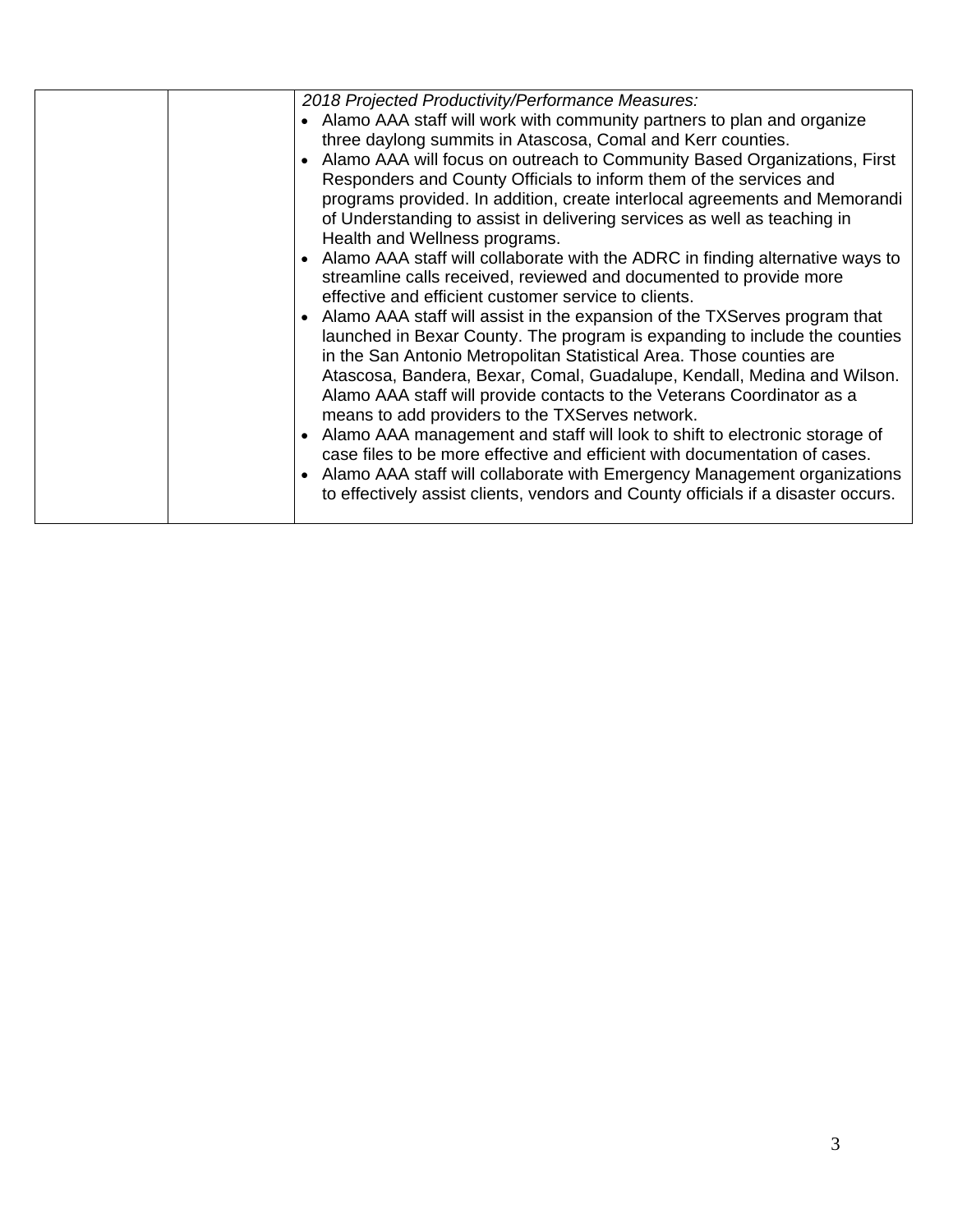| | | *2018 Projected Productivity/Performance Measures:*<br>• Alamo AAA staff will work with community partners to plan and organize three daylong summits in Atascosa, Comal and Kerr counties.<br>• Alamo AAA will focus on outreach to Community Based Organizations, First Responders and County Officials to inform them of the services and programs provided. In addition, create interlocal agreements and Memorandi of Understanding to assist in delivering services as well as teaching in Health and Wellness programs.<br>• Alamo AAA staff will collaborate with the ADRC in finding alternative ways to streamline calls received, reviewed and documented to provide more effective and efficient customer service to clients.<br>• Alamo AAA staff will assist in the expansion of the TXServes program that launched in Bexar County. The program is expanding to include the counties in the San Antonio Metropolitan Statistical Area. Those counties are Atascosa, Bandera, Bexar, Comal, Guadalupe, Kendall, Medina and Wilson. Alamo AAA staff will provide contacts to the Veterans Coordinator as a means to add providers to the TXServes network.<br>• Alamo AAA management and staff will look to shift to electronic storage of case files to be more effective and efficient with documentation of cases.<br>• Alamo AAA staff will collaborate with Emergency Management organizations to effectively assist clients, vendors and County officials if a disaster occurs. |
|---|---|---|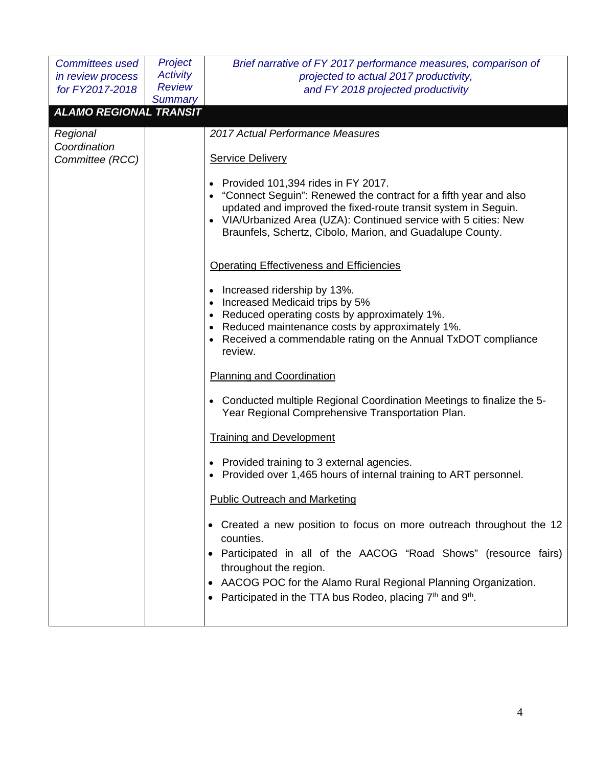| *Committees used in review process for FY2017-2018* | *Project Activity Review Summary* | *Brief narrative of FY 2017 performance measures, comparison of projected to actual 2017 productivity, and FY 2018 projected productivity* |
|---|---|---|
| ***ALAMO REGIONAL TRANSIT*** | | |
| *Regional Coordination Committee (RCC)* | | *2017 Actual Performance Measures*<br><br>Service Delivery<br><br>• Provided 101,394 rides in FY 2017.<br>• "Connect Seguin": Renewed the contract for a fifth year and also updated and improved the fixed-route transit system in Seguin.<br>• VIA/Urbanized Area (UZA): Continued service with 5 cities: New Braunfels, Schertz, Cibolo, Marion, and Guadalupe County.<br><br>Operating Effectiveness and Efficiencies<br><br>• Increased ridership by 13%.<br>• Increased Medicaid trips by 5%<br>• Reduced operating costs by approximately 1%.<br>• Reduced maintenance costs by approximately 1%.<br>• Received a commendable rating on the Annual TxDOT compliance review.<br><br>Planning and Coordination<br><br>• Conducted multiple Regional Coordination Meetings to finalize the 5-Year Regional Comprehensive Transportation Plan.<br><br>Training and Development<br><br>• Provided training to 3 external agencies.<br>• Provided over 1,465 hours of internal training to ART personnel.<br><br>Public Outreach and Marketing<br><br>• Created a new position to focus on more outreach throughout the 12 counties.<br>• Participated in all of the AACOG "Road Shows" (resource fairs) throughout the region.<br>• AACOG POC for the Alamo Rural Regional Planning Organization.<br>• Participated in the TTA bus Rodeo, placing 7th and 9th. |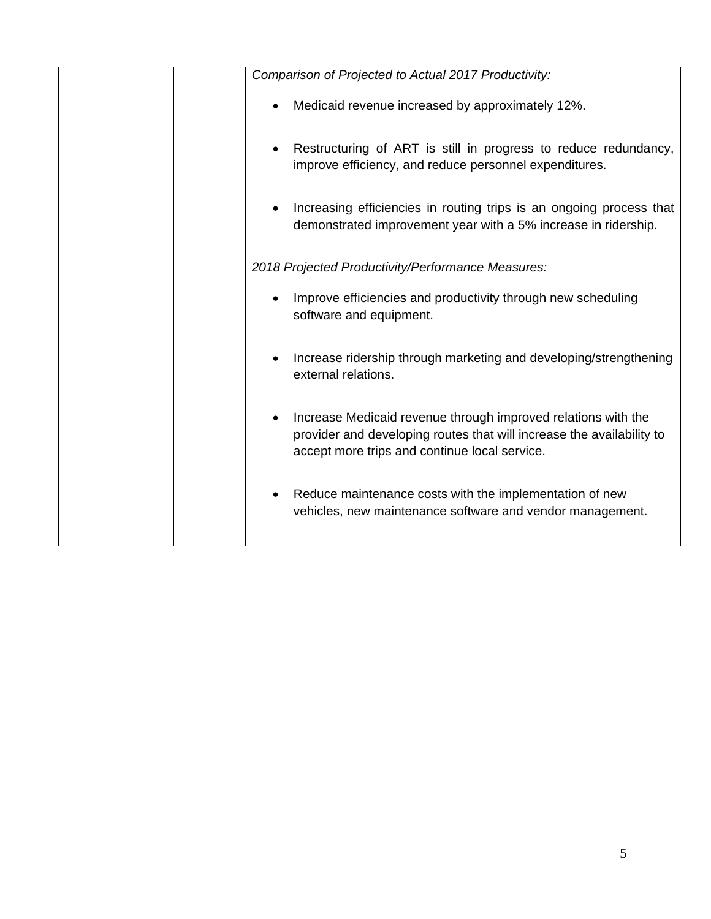| | | *Comparison of Projected to Actual 2017 Productivity:*<br><br>• Medicaid revenue increased by approximately 12%.<br><br>• Restructuring of ART is still in progress to reduce redundancy, improve efficiency, and reduce personnel expenditures.<br><br>• Increasing efficiencies in routing trips is an ongoing process that demonstrated improvement year with a 5% increase in ridership. |
|---|---|---|
| | | *2018 Projected Productivity/Performance Measures:*<br><br>• Improve efficiencies and productivity through new scheduling software and equipment.<br><br>• Increase ridership through marketing and developing/strengthening external relations.<br><br>• Increase Medicaid revenue through improved relations with the provider and developing routes that will increase the availability to accept more trips and continue local service.<br><br>• Reduce maintenance costs with the implementation of new vehicles, new maintenance software and vendor management. |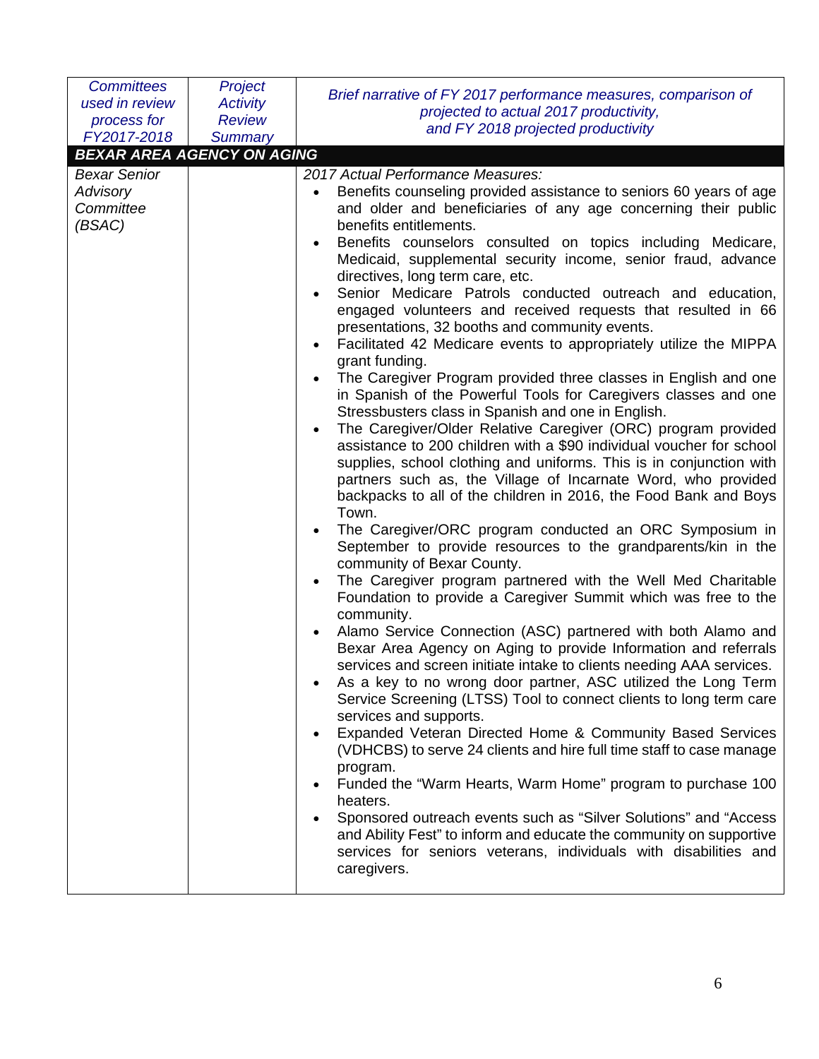| *Committees used in review process for FY2017-2018* | *Project Activity Review Summary* | *Brief narrative of FY 2017 performance measures, comparison of projected to actual 2017 productivity, and FY 2018 projected productivity* |
|---|---|---|
| ***BEXAR AREA AGENCY ON AGING*** | | |
| *Bexar Senior Advisory Committee (BSAC)* | | *2017 Actual Performance Measures:*<br>• Benefits counseling provided assistance to seniors 60 years of age and older and beneficiaries of any age concerning their public benefits entitlements.<br>• Benefits counselors consulted on topics including Medicare, Medicaid, supplemental security income, senior fraud, advance directives, long term care, etc.<br>• Senior Medicare Patrols conducted outreach and education, engaged volunteers and received requests that resulted in 66 presentations, 32 booths and community events.<br>• Facilitated 42 Medicare events to appropriately utilize the MIPPA grant funding.<br>• The Caregiver Program provided three classes in English and one in Spanish of the Powerful Tools for Caregivers classes and one Stressbusters class in Spanish and one in English.<br>• The Caregiver/Older Relative Caregiver (ORC) program provided assistance to 200 children with a $90 individual voucher for school supplies, school clothing and uniforms. This is in conjunction with partners such as, the Village of Incarnate Word, who provided backpacks to all of the children in 2016, the Food Bank and Boys Town.<br>• The Caregiver/ORC program conducted an ORC Symposium in September to provide resources to the grandparents/kin in the community of Bexar County.<br>• The Caregiver program partnered with the Well Med Charitable Foundation to provide a Caregiver Summit which was free to the community.<br>• Alamo Service Connection (ASC) partnered with both Alamo and Bexar Area Agency on Aging to provide Information and referrals services and screen initiate intake to clients needing AAA services.<br>• As a key to no wrong door partner, ASC utilized the Long Term Service Screening (LTSS) Tool to connect clients to long term care services and supports.<br>• Expanded Veteran Directed Home & Community Based Services (VDHCBS) to serve 24 clients and hire full time staff to case manage program.<br>• Funded the "Warm Hearts, Warm Home" program to purchase 100 heaters.<br>• Sponsored outreach events such as "Silver Solutions" and "Access and Ability Fest" to inform and educate the community on supportive services for seniors veterans, individuals with disabilities and caregivers. |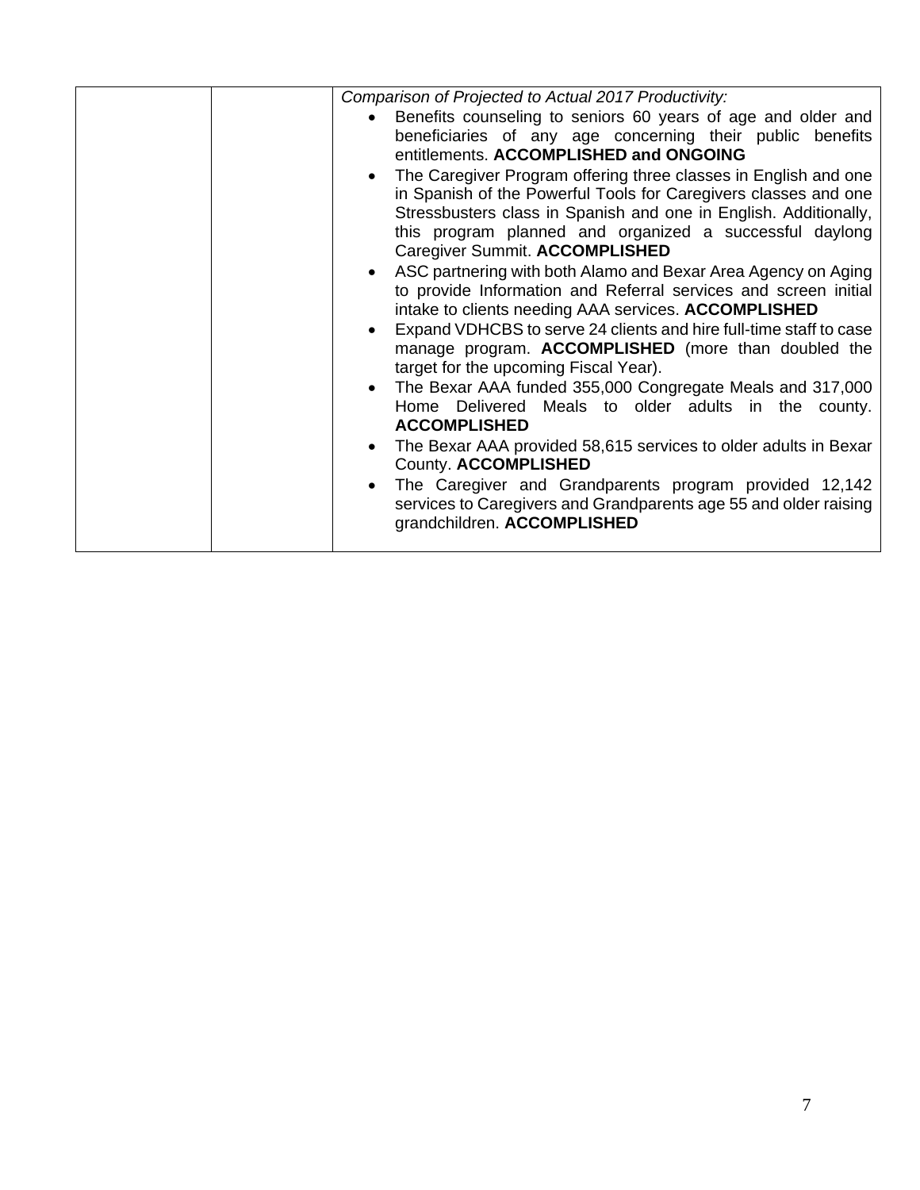| | | *Comparison of Projected to Actual 2017 Productivity:*<br>• Benefits counseling to seniors 60 years of age and older and beneficiaries of any age concerning their public benefits entitlements. **ACCOMPLISHED and ONGOING**<br>• The Caregiver Program offering three classes in English and one in Spanish of the Powerful Tools for Caregivers classes and one Stressbusters class in Spanish and one in English. Additionally, this program planned and organized a successful daylong Caregiver Summit. **ACCOMPLISHED**<br>• ASC partnering with both Alamo and Bexar Area Agency on Aging to provide Information and Referral services and screen initial intake to clients needing AAA services. **ACCOMPLISHED**<br>• Expand VDHCBS to serve 24 clients and hire full-time staff to case manage program. **ACCOMPLISHED** (more than doubled the target for the upcoming Fiscal Year).<br>• The Bexar AAA funded 355,000 Congregate Meals and 317,000 Home Delivered Meals to older adults in the county. **ACCOMPLISHED**<br>• The Bexar AAA provided 58,615 services to older adults in Bexar County. **ACCOMPLISHED**<br>• The Caregiver and Grandparents program provided 12,142 services to Caregivers and Grandparents age 55 and older raising grandchildren. **ACCOMPLISHED** |
|---|---|---|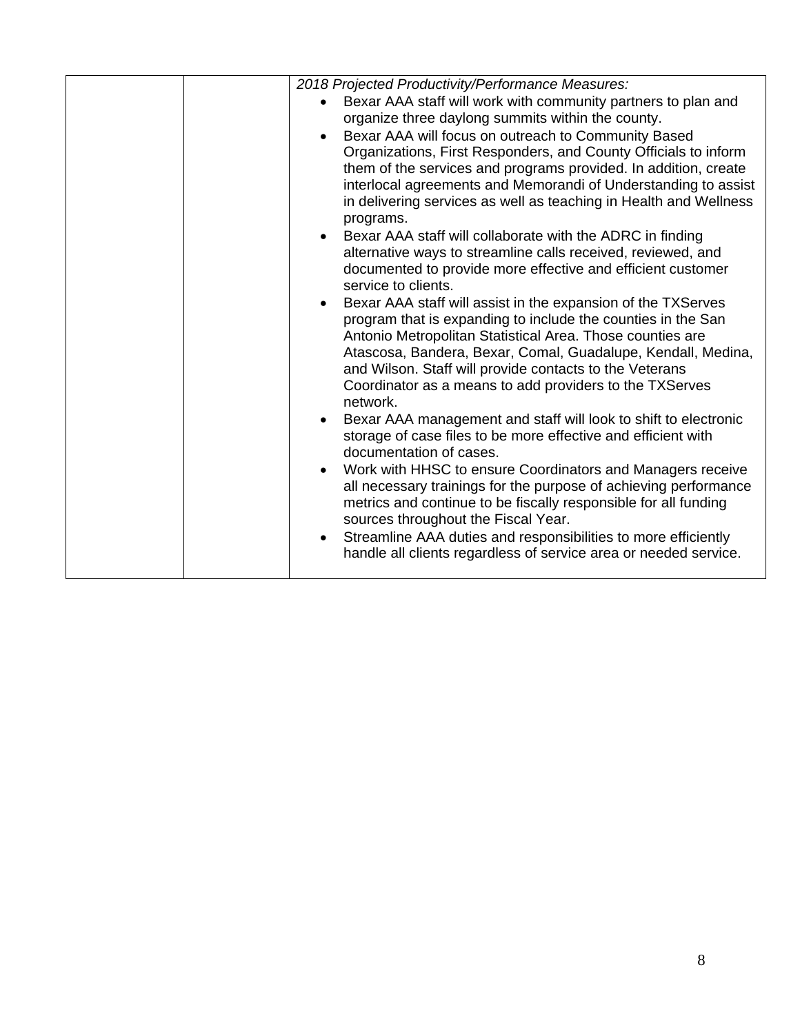| | | *2018 Projected Productivity/Performance Measures:*<br>• Bexar AAA staff will work with community partners to plan and organize three daylong summits within the county.<br>• Bexar AAA will focus on outreach to Community Based Organizations, First Responders, and County Officials to inform them of the services and programs provided. In addition, create interlocal agreements and Memorandi of Understanding to assist in delivering services as well as teaching in Health and Wellness programs.<br>• Bexar AAA staff will collaborate with the ADRC in finding alternative ways to streamline calls received, reviewed, and documented to provide more effective and efficient customer service to clients.<br>• Bexar AAA staff will assist in the expansion of the TXServes program that is expanding to include the counties in the San Antonio Metropolitan Statistical Area. Those counties are Atascosa, Bandera, Bexar, Comal, Guadalupe, Kendall, Medina, and Wilson. Staff will provide contacts to the Veterans Coordinator as a means to add providers to the TXServes network.<br>• Bexar AAA management and staff will look to shift to electronic storage of case files to be more effective and efficient with documentation of cases.<br>• Work with HHSC to ensure Coordinators and Managers receive all necessary trainings for the purpose of achieving performance metrics and continue to be fiscally responsible for all funding sources throughout the Fiscal Year.<br>• Streamline AAA duties and responsibilities to more efficiently handle all clients regardless of service area or needed service. |
|---|---|---|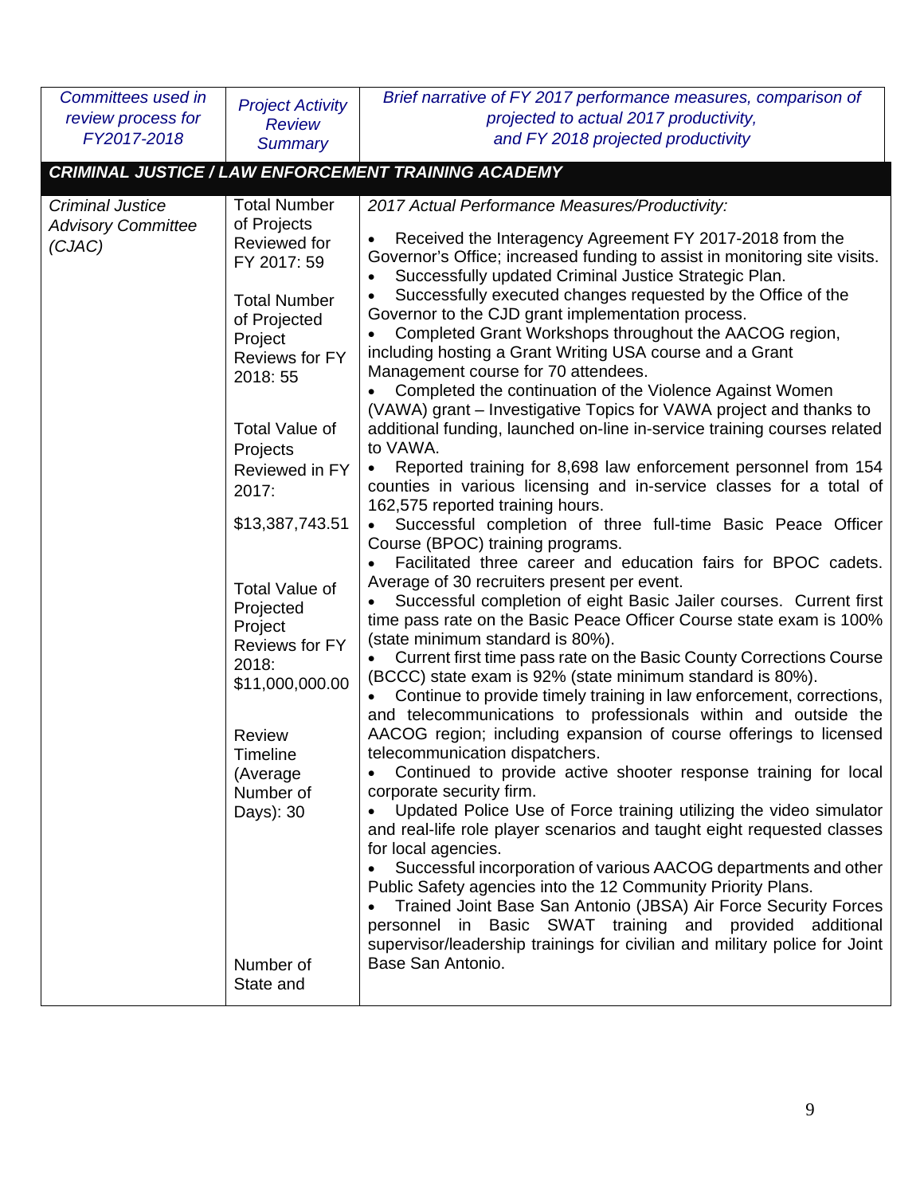| *Committees used in review process for FY2017-2018* | *Project Activity Review Summary* | *Brief narrative of FY 2017 performance measures, comparison of projected to actual 2017 productivity, and FY 2018 projected productivity* |
|---|---|---|
| ***CRIMINAL JUSTICE / LAW ENFORCEMENT TRAINING ACADEMY*** | | |
| *Criminal Justice Advisory Committee (CJAC)* | Total Number of Projects Reviewed for FY 2017: 59<br><br>Total Number of Projected Project Reviews for FY 2018: 55<br><br>Total Value of Projects Reviewed in FY 2017:<br><br>$13,387,743.51<br><br>Total Value of Projected Project Reviews for FY 2018: $11,000,000.00<br><br>Review Timeline (Average Number of Days): 30<br><br>Number of State and | *2017 Actual Performance Measures/Productivity:*<br><br>• Received the Interagency Agreement FY 2017-2018 from the Governor's Office; increased funding to assist in monitoring site visits.<br>• Successfully updated Criminal Justice Strategic Plan.<br>• Successfully executed changes requested by the Office of the Governor to the CJD grant implementation process.<br>• Completed Grant Workshops throughout the AACOG region, including hosting a Grant Writing USA course and a Grant Management course for 70 attendees.<br>• Completed the continuation of the Violence Against Women (VAWA) grant – Investigative Topics for VAWA project and thanks to additional funding, launched on-line in-service training courses related to VAWA.<br>• Reported training for 8,698 law enforcement personnel from 154 counties in various licensing and in-service classes for a total of 162,575 reported training hours.<br>• Successful completion of three full-time Basic Peace Officer Course (BPOC) training programs.<br>• Facilitated three career and education fairs for BPOC cadets. Average of 30 recruiters present per event.<br>• Successful completion of eight Basic Jailer courses. Current first time pass rate on the Basic Peace Officer Course state exam is 100% (state minimum standard is 80%).<br>• Current first time pass rate on the Basic County Corrections Course (BCCC) state exam is 92% (state minimum standard is 80%).<br>• Continue to provide timely training in law enforcement, corrections, and telecommunications to professionals within and outside the AACOG region; including expansion of course offerings to licensed telecommunication dispatchers.<br>• Continued to provide active shooter response training for local corporate security firm.<br>• Updated Police Use of Force training utilizing the video simulator and real-life role player scenarios and taught eight requested classes for local agencies.<br>• Successful incorporation of various AACOG departments and other Public Safety agencies into the 12 Community Priority Plans.<br>• Trained Joint Base San Antonio (JBSA) Air Force Security Forces personnel in Basic SWAT training and provided additional supervisor/leadership trainings for civilian and military police for Joint Base San Antonio. |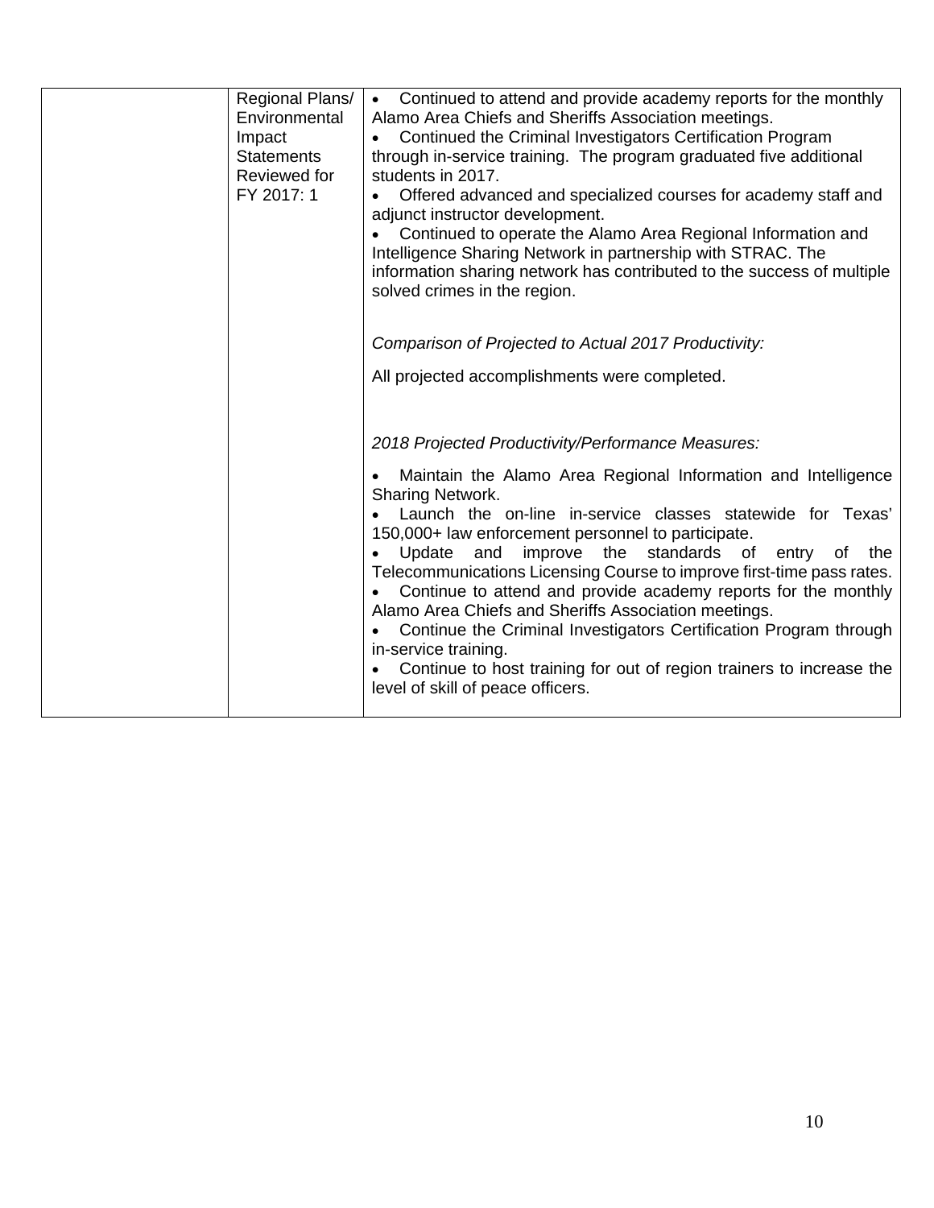| | | |
|---|---|---|
| | Regional Plans/ Environmental Impact Statements Reviewed for FY 2017: 1 | • Continued to attend and provide academy reports for the monthly Alamo Area Chiefs and Sheriffs Association meetings.<br>• Continued the Criminal Investigators Certification Program through in-service training. The program graduated five additional students in 2017.<br>• Offered advanced and specialized courses for academy staff and adjunct instructor development.<br>• Continued to operate the Alamo Area Regional Information and Intelligence Sharing Network in partnership with STRAC. The information sharing network has contributed to the success of multiple solved crimes in the region.<br><br>*Comparison of Projected to Actual 2017 Productivity:*<br><br>All projected accomplishments were completed.<br><br>*2018 Projected Productivity/Performance Measures:*<br><br>• Maintain the Alamo Area Regional Information and Intelligence Sharing Network.<br>• Launch the on-line in-service classes statewide for Texas' 150,000+ law enforcement personnel to participate.<br>• Update and improve the standards of entry of the Telecommunications Licensing Course to improve first-time pass rates.<br>• Continue to attend and provide academy reports for the monthly Alamo Area Chiefs and Sheriffs Association meetings.<br>• Continue the Criminal Investigators Certification Program through in-service training.<br>• Continue to host training for out of region trainers to increase the level of skill of peace officers. |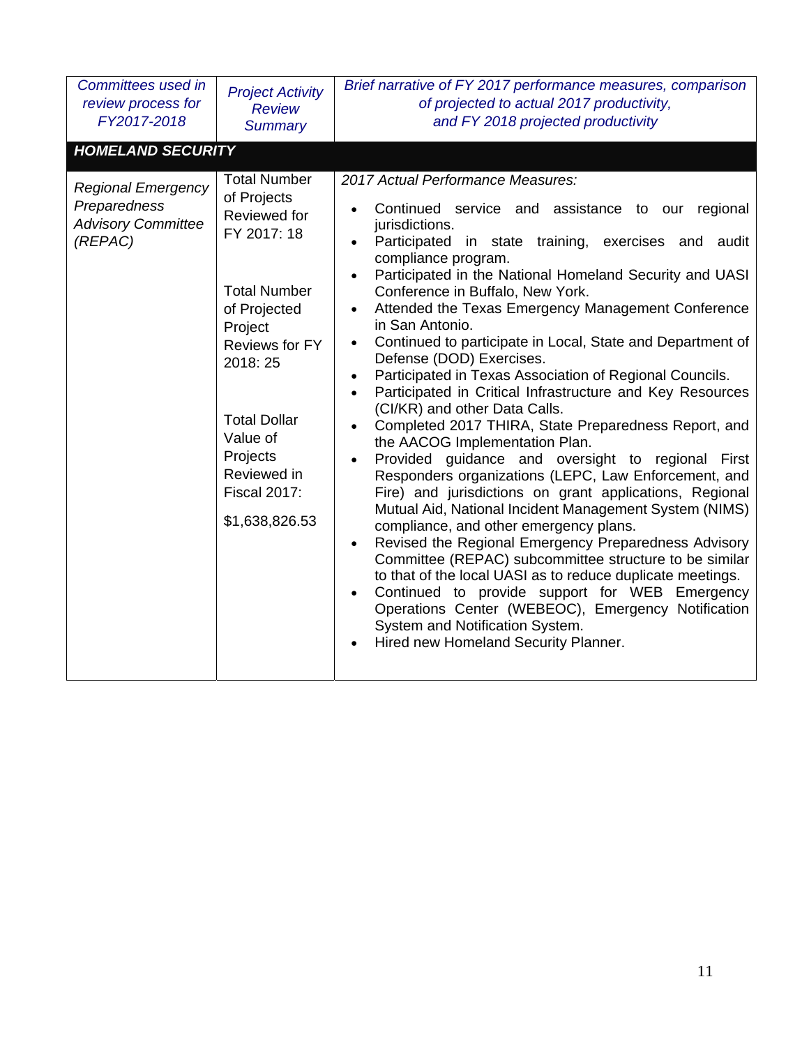| *Committees used in review process for FY2017-2018* | *Project Activity Review Summary* | *Brief narrative of FY 2017 performance measures, comparison of projected to actual 2017 productivity, and FY 2018 projected productivity* |
|---|---|---|
| ***HOMELAND SECURITY*** | | |
| *Regional Emergency Preparedness Advisory Committee (REPAC)* | Total Number of Projects Reviewed for FY 2017: 18<br><br>Total Number of Projected Project Reviews for FY 2018: 25<br><br>Total Dollar Value of Projects Reviewed in Fiscal 2017:<br><br>$1,638,826.53 | *2017 Actual Performance Measures:*<br><br>• Continued service and assistance to our regional jurisdictions.<br>• Participated in state training, exercises and audit compliance program.<br>• Participated in the National Homeland Security and UASI Conference in Buffalo, New York.<br>• Attended the Texas Emergency Management Conference in San Antonio.<br>• Continued to participate in Local, State and Department of Defense (DOD) Exercises.<br>• Participated in Texas Association of Regional Councils.<br>• Participated in Critical Infrastructure and Key Resources (CI/KR) and other Data Calls.<br>• Completed 2017 THIRA, State Preparedness Report, and the AACOG Implementation Plan.<br>• Provided guidance and oversight to regional First Responders organizations (LEPC, Law Enforcement, and Fire) and jurisdictions on grant applications, Regional Mutual Aid, National Incident Management System (NIMS) compliance, and other emergency plans.<br>• Revised the Regional Emergency Preparedness Advisory Committee (REPAC) subcommittee structure to be similar to that of the local UASI as to reduce duplicate meetings.<br>• Continued to provide support for WEB Emergency Operations Center (WEBEOC), Emergency Notification System and Notification System.<br>• Hired new Homeland Security Planner. |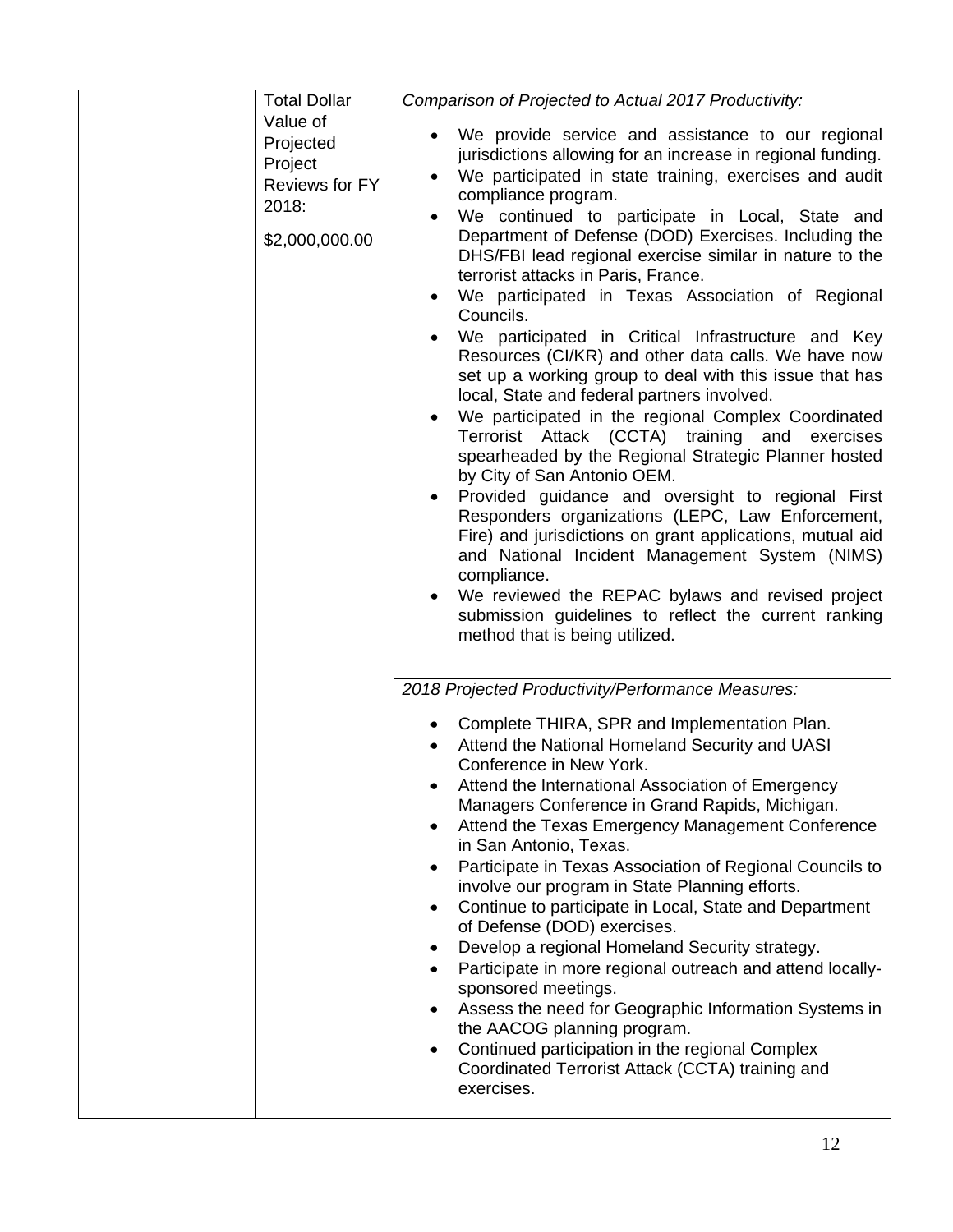| | Total Dollar Value of Projected Project Reviews for FY 2018: $2,000,000.00 | *Comparison of Projected to Actual 2017 Productivity:* <br>• We provide service and assistance to our regional jurisdictions allowing for an increase in regional funding.<br>• We participated in state training, exercises and audit compliance program.<br>• We continued to participate in Local, State and Department of Defense (DOD) Exercises. Including the DHS/FBI lead regional exercise similar in nature to the terrorist attacks in Paris, France.<br>• We participated in Texas Association of Regional Councils.<br>• We participated in Critical Infrastructure and Key Resources (CI/KR) and other data calls. We have now set up a working group to deal with this issue that has local, State and federal partners involved.<br>• We participated in the regional Complex Coordinated Terrorist Attack (CCTA) training and exercises spearheaded by the Regional Strategic Planner hosted by City of San Antonio OEM.<br>• Provided guidance and oversight to regional First Responders organizations (LEPC, Law Enforcement, Fire) and jurisdictions on grant applications, mutual aid and National Incident Management System (NIMS) compliance.<br>• We reviewed the REPAC bylaws and revised project submission guidelines to reflect the current ranking method that is being utilized. |
|---|---|---|
| | | *2018 Projected Productivity/Performance Measures:* <br>• Complete THIRA, SPR and Implementation Plan.<br>• Attend the National Homeland Security and UASI Conference in New York.<br>• Attend the International Association of Emergency Managers Conference in Grand Rapids, Michigan.<br>• Attend the Texas Emergency Management Conference in San Antonio, Texas.<br>• Participate in Texas Association of Regional Councils to involve our program in State Planning efforts.<br>• Continue to participate in Local, State and Department of Defense (DOD) exercises.<br>• Develop a regional Homeland Security strategy.<br>• Participate in more regional outreach and attend locally-sponsored meetings.<br>• Assess the need for Geographic Information Systems in the AACOG planning program.<br>• Continued participation in the regional Complex Coordinated Terrorist Attack (CCTA) training and exercises. |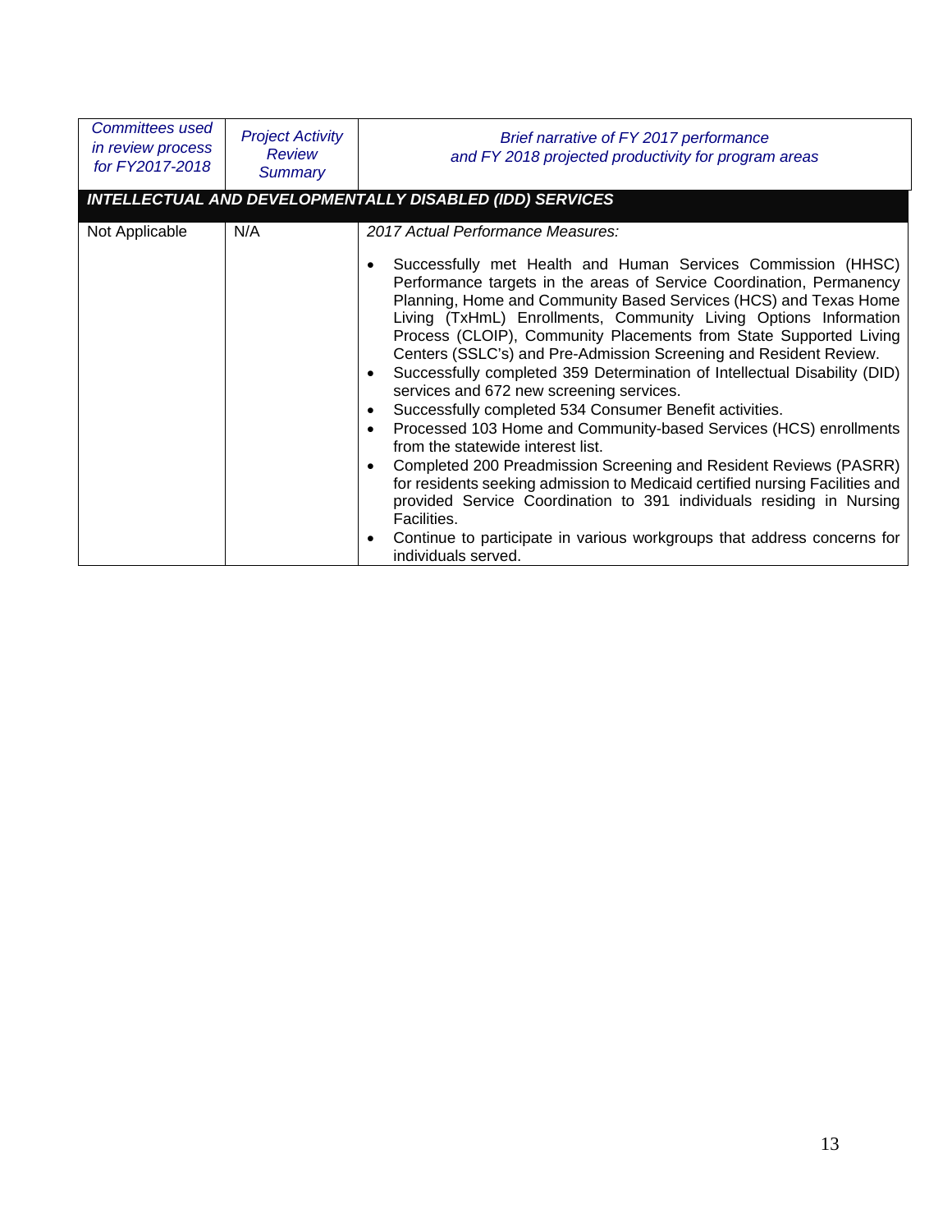| *Committees used in review process for FY2017-2018* | *Project Activity Review Summary* | *Brief narrative of FY 2017 performance and FY 2018 projected productivity for program areas* |
|---|---|---|
| ***INTELLECTUAL AND DEVELOPMENTALLY DISABLED (IDD) SERVICES*** | | |
| Not Applicable | N/A | *2017 Actual Performance Measures:*<br><br>• Successfully met Health and Human Services Commission (HHSC) Performance targets in the areas of Service Coordination, Permanency Planning, Home and Community Based Services (HCS) and Texas Home Living (TxHmL) Enrollments, Community Living Options Information Process (CLOIP), Community Placements from State Supported Living Centers (SSLC's) and Pre-Admission Screening and Resident Review.<br>• Successfully completed 359 Determination of Intellectual Disability (DID) services and 672 new screening services.<br>• Successfully completed 534 Consumer Benefit activities.<br>• Processed 103 Home and Community-based Services (HCS) enrollments from the statewide interest list.<br>• Completed 200 Preadmission Screening and Resident Reviews (PASRR) for residents seeking admission to Medicaid certified nursing Facilities and provided Service Coordination to 391 individuals residing in Nursing Facilities.<br>• Continue to participate in various workgroups that address concerns for individuals served. |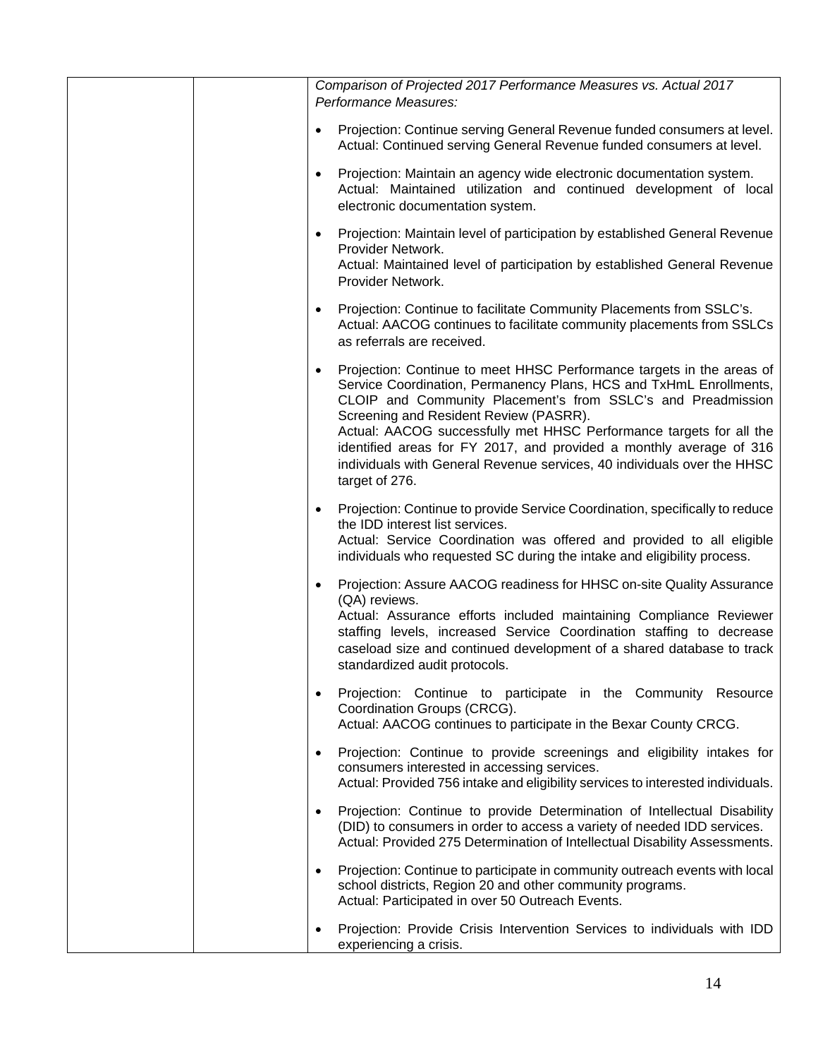| | | *Comparison of Projected 2017 Performance Measures vs. Actual 2017 Performance Measures:*<br><br>• Projection: Continue serving General Revenue funded consumers at level. Actual: Continued serving General Revenue funded consumers at level.<br><br>• Projection: Maintain an agency wide electronic documentation system. Actual: Maintained utilization and continued development of local electronic documentation system.<br><br>• Projection: Maintain level of participation by established General Revenue Provider Network. Actual: Maintained level of participation by established General Revenue Provider Network.<br><br>• Projection: Continue to facilitate Community Placements from SSLC's. Actual: AACOG continues to facilitate community placements from SSLCs as referrals are received.<br><br>• Projection: Continue to meet HHSC Performance targets in the areas of Service Coordination, Permanency Plans, HCS and TxHmL Enrollments, CLOIP and Community Placement's from SSLC's and Preadmission Screening and Resident Review (PASRR). Actual: AACOG successfully met HHSC Performance targets for all the identified areas for FY 2017, and provided a monthly average of 316 individuals with General Revenue services, 40 individuals over the HHSC target of 276.<br><br>• Projection: Continue to provide Service Coordination, specifically to reduce the IDD interest list services. Actual: Service Coordination was offered and provided to all eligible individuals who requested SC during the intake and eligibility process.<br><br>• Projection: Assure AACOG readiness for HHSC on-site Quality Assurance (QA) reviews. Actual: Assurance efforts included maintaining Compliance Reviewer staffing levels, increased Service Coordination staffing to decrease caseload size and continued development of a shared database to track standardized audit protocols.<br><br>• Projection: Continue to participate in the Community Resource Coordination Groups (CRCG). Actual: AACOG continues to participate in the Bexar County CRCG.<br><br>• Projection: Continue to provide screenings and eligibility intakes for consumers interested in accessing services. Actual: Provided 756 intake and eligibility services to interested individuals.<br><br>• Projection: Continue to provide Determination of Intellectual Disability (DID) to consumers in order to access a variety of needed IDD services. Actual: Provided 275 Determination of Intellectual Disability Assessments.<br><br>• Projection: Continue to participate in community outreach events with local school districts, Region 20 and other community programs. Actual: Participated in over 50 Outreach Events.<br><br>• Projection: Provide Crisis Intervention Services to individuals with IDD experiencing a crisis. |
|---|---|---|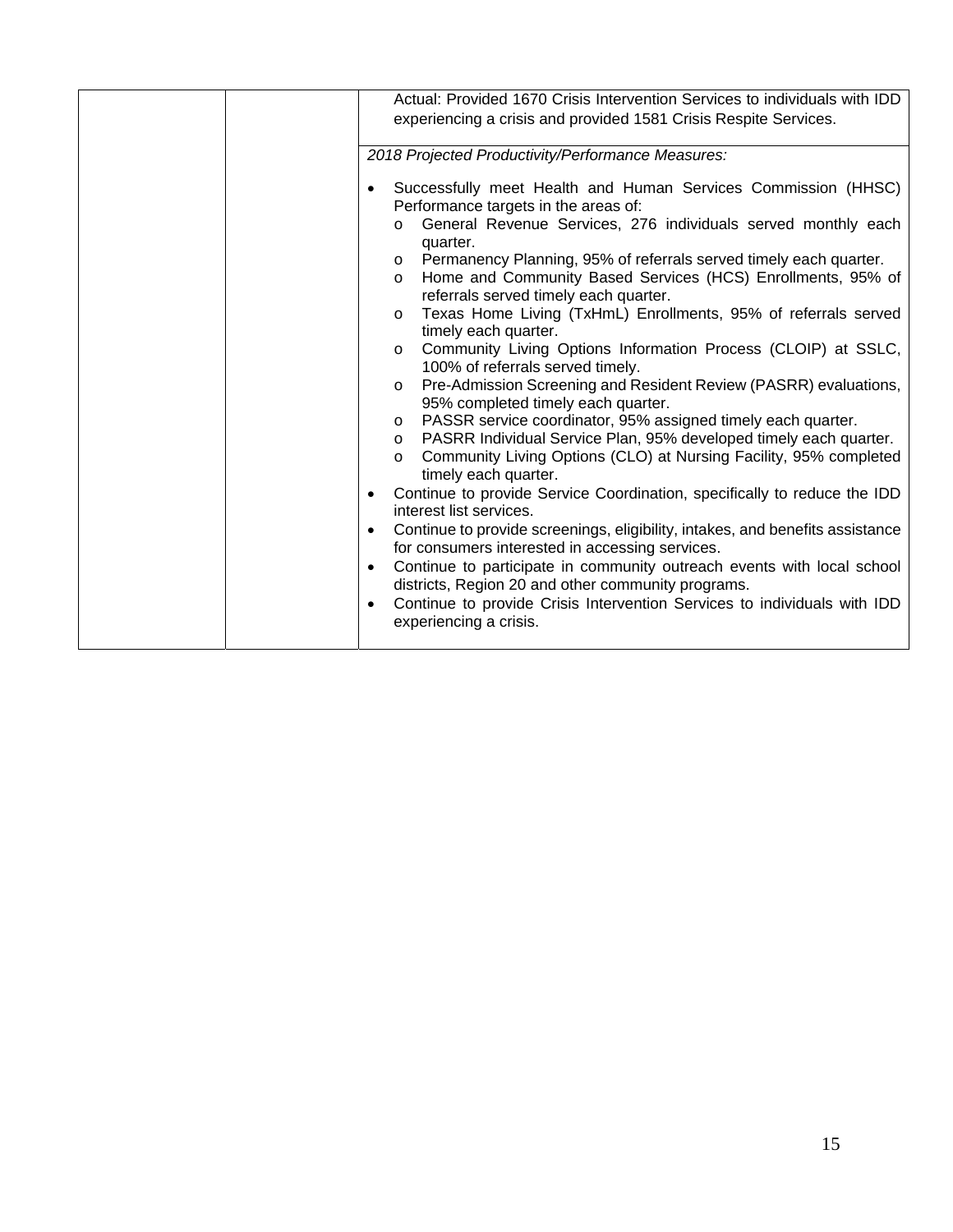| | | |
|---|---|---|
| | | Actual: Provided 1670 Crisis Intervention Services to individuals with IDD experiencing a crisis and provided 1581 Crisis Respite Services. |
| | | *2018 Projected Productivity/Performance Measures:*<br><br>• Successfully meet Health and Human Services Commission (HHSC) Performance targets in the areas of:<br>&nbsp;&nbsp;o General Revenue Services, 276 individuals served monthly each quarter.<br>&nbsp;&nbsp;o Permanency Planning, 95% of referrals served timely each quarter.<br>&nbsp;&nbsp;o Home and Community Based Services (HCS) Enrollments, 95% of referrals served timely each quarter.<br>&nbsp;&nbsp;o Texas Home Living (TxHmL) Enrollments, 95% of referrals served timely each quarter.<br>&nbsp;&nbsp;o Community Living Options Information Process (CLOIP) at SSLC, 100% of referrals served timely.<br>&nbsp;&nbsp;o Pre-Admission Screening and Resident Review (PASRR) evaluations, 95% completed timely each quarter.<br>&nbsp;&nbsp;o PASSR service coordinator, 95% assigned timely each quarter.<br>&nbsp;&nbsp;o PASRR Individual Service Plan, 95% developed timely each quarter.<br>&nbsp;&nbsp;o Community Living Options (CLO) at Nursing Facility, 95% completed timely each quarter.<br>• Continue to provide Service Coordination, specifically to reduce the IDD interest list services.<br>• Continue to provide screenings, eligibility, intakes, and benefits assistance for consumers interested in accessing services.<br>• Continue to participate in community outreach events with local school districts, Region 20 and other community programs.<br>• Continue to provide Crisis Intervention Services to individuals with IDD experiencing a crisis. |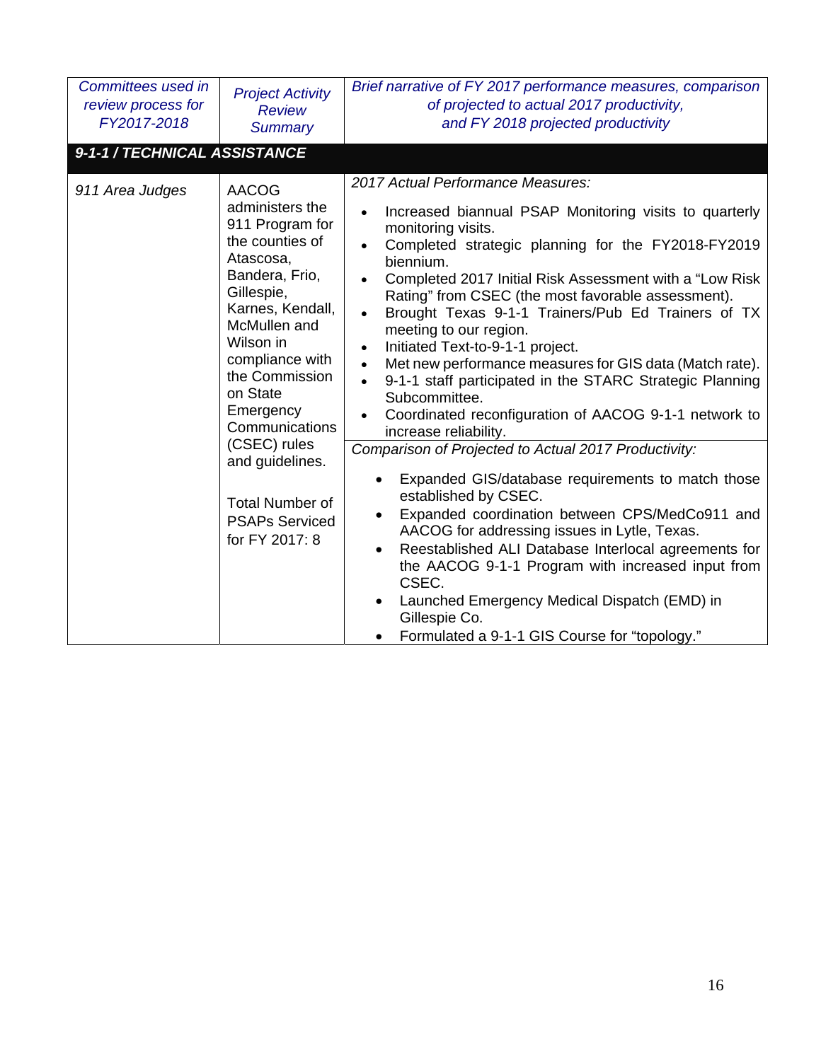| *Committees used in review process for FY2017-2018* | *Project Activity Review Summary* | *Brief narrative of FY 2017 performance measures, comparison of projected to actual 2017 productivity, and FY 2018 projected productivity* |
|---|---|---|
| ***9-1-1 / TECHNICAL ASSISTANCE*** | | |
| *911 Area Judges* | AACOG administers the 911 Program for the counties of Atascosa, Bandera, Frio, Gillespie, Karnes, Kendall, McMullen and Wilson in compliance with the Commission on State Emergency Communications (CSEC) rules and guidelines.<br><br>Total Number of PSAPs Serviced for FY 2017: 8 | *2017 Actual Performance Measures:*<br>• Increased biannual PSAP Monitoring visits to quarterly monitoring visits.<br>• Completed strategic planning for the FY2018-FY2019 biennium.<br>• Completed 2017 Initial Risk Assessment with a "Low Risk Rating" from CSEC (the most favorable assessment).<br>• Brought Texas 9-1-1 Trainers/Pub Ed Trainers of TX meeting to our region.<br>• Initiated Text-to-9-1-1 project.<br>• Met new performance measures for GIS data (Match rate).<br>• 9-1-1 staff participated in the STARC Strategic Planning Subcommittee.<br>• Coordinated reconfiguration of AACOG 9-1-1 network to increase reliability.<br><br>*Comparison of Projected to Actual 2017 Productivity:*<br>• Expanded GIS/database requirements to match those established by CSEC.<br>• Expanded coordination between CPS/MedCo911 and AACOG for addressing issues in Lytle, Texas.<br>• Reestablished ALI Database Interlocal agreements for the AACOG 9-1-1 Program with increased input from CSEC.<br>• Launched Emergency Medical Dispatch (EMD) in Gillespie Co.<br>• Formulated a 9-1-1 GIS Course for "topology." |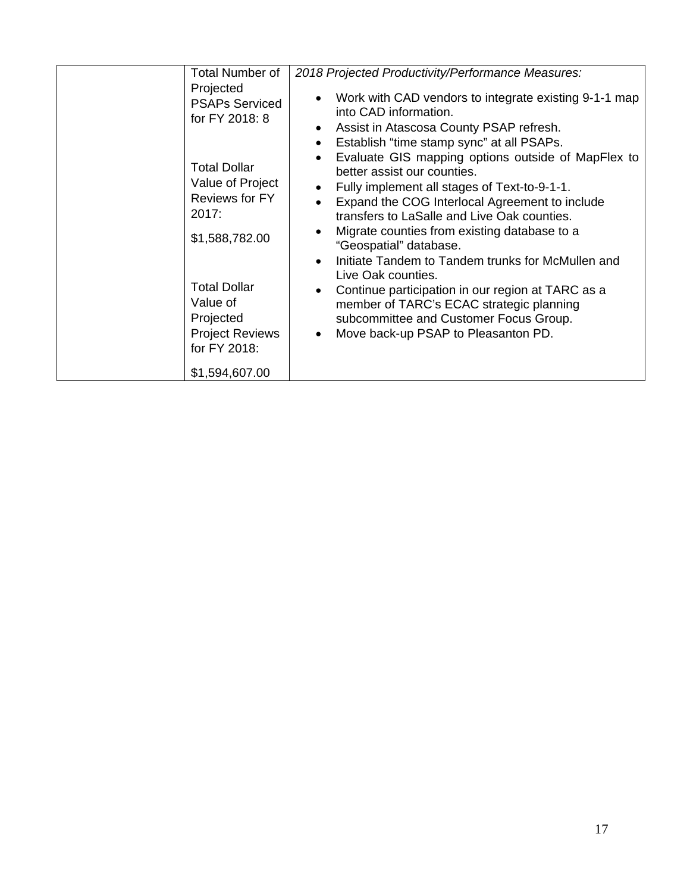| | | |
|---|---|---|
| | Total Number of Projected PSAPs Serviced for FY 2018: 8<br><br>Total Dollar Value of Project Reviews for FY 2017:<br><br>$1,588,782.00<br><br>Total Dollar Value of Projected Project Reviews for FY 2018:<br><br>$1,594,607.00 | *2018 Projected Productivity/Performance Measures:*<br><br>• Work with CAD vendors to integrate existing 9-1-1 map into CAD information.<br>• Assist in Atascosa County PSAP refresh.<br>• Establish "time stamp sync" at all PSAPs.<br>• Evaluate GIS mapping options outside of MapFlex to better assist our counties.<br>• Fully implement all stages of Text-to-9-1-1.<br>• Expand the COG Interlocal Agreement to include transfers to LaSalle and Live Oak counties.<br>• Migrate counties from existing database to a "Geospatial" database.<br>• Initiate Tandem to Tandem trunks for McMullen and Live Oak counties.<br>• Continue participation in our region at TARC as a member of TARC's ECAC strategic planning subcommittee and Customer Focus Group.<br>• Move back-up PSAP to Pleasanton PD. |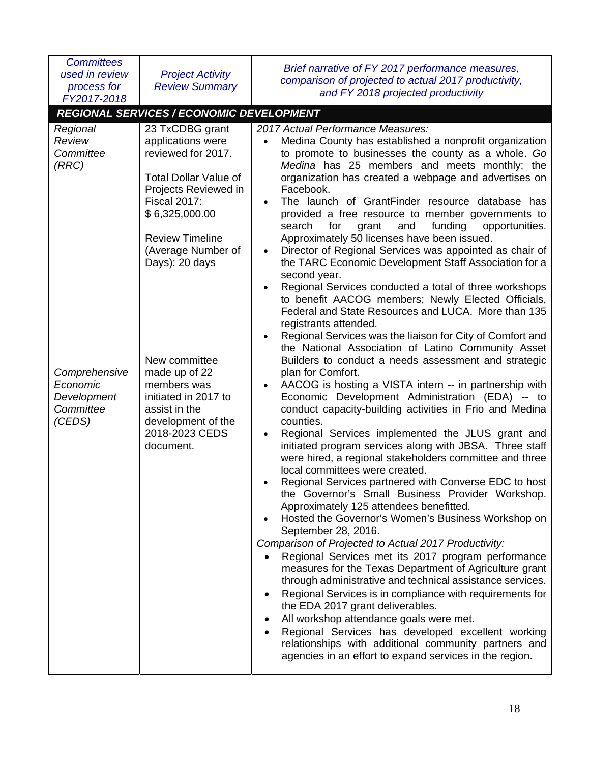| *Committees used in review process for FY2017-2018* | *Project Activity Review Summary* | *Brief narrative of FY 2017 performance measures, comparison of projected to actual 2017 productivity, and FY 2018 projected productivity* |
|---|---|---|
| ***REGIONAL SERVICES / ECONOMIC DEVELOPMENT*** | | |
| *Regional Review Committee (RRC)*<br><br>*Comprehensive Economic Development Committee (CEDS)* | 23 TxCDBG grant applications were reviewed for 2017.<br><br>Total Dollar Value of Projects Reviewed in Fiscal 2017: $ 6,325,000.00<br><br>Review Timeline (Average Number of Days): 20 days<br><br>New committee made up of 22 members was initiated in 2017 to assist in the development of the 2018-2023 CEDS document. | *2017 Actual Performance Measures:*<br>• Medina County has established a nonprofit organization to promote to businesses the county as a whole. *Go Medina* has 25 members and meets monthly; the organization has created a webpage and advertises on Facebook.<br>• The launch of GrantFinder resource database has provided a free resource to member governments to search for grant and funding opportunities. Approximately 50 licenses have been issued.<br>• Director of Regional Services was appointed as chair of the TARC Economic Development Staff Association for a second year.<br>• Regional Services conducted a total of three workshops to benefit AACOG members; Newly Elected Officials, Federal and State Resources and LUCA. More than 135 registrants attended.<br>• Regional Services was the liaison for City of Comfort and the National Association of Latino Community Asset Builders to conduct a needs assessment and strategic plan for Comfort.<br>• AACOG is hosting a VISTA intern -- in partnership with Economic Development Administration (EDA) -- to conduct capacity-building activities in Frio and Medina counties.<br>• Regional Services implemented the JLUS grant and initiated program services along with JBSA. Three staff were hired, a regional stakeholders committee and three local committees were created.<br>• Regional Services partnered with Converse EDC to host the Governor's Small Business Provider Workshop. Approximately 125 attendees benefitted.<br>• Hosted the Governor's Women's Business Workshop on September 28, 2016.<br><br>*Comparison of Projected to Actual 2017 Productivity:*<br>• Regional Services met its 2017 program performance measures for the Texas Department of Agriculture grant through administrative and technical assistance services.<br>• Regional Services is in compliance with requirements for the EDA 2017 grant deliverables.<br>• All workshop attendance goals were met.<br>• Regional Services has developed excellent working relationships with additional community partners and agencies in an effort to expand services in the region. |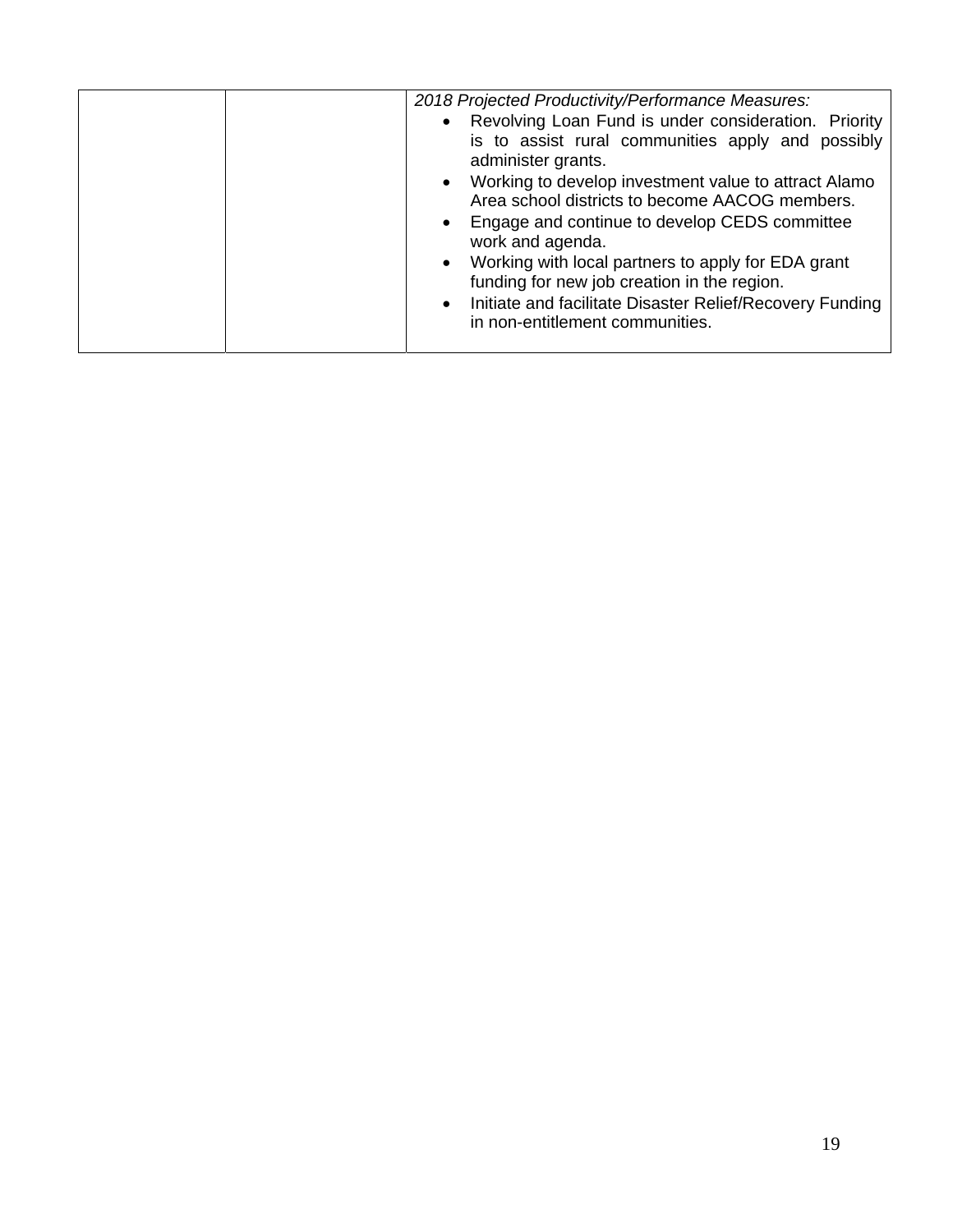| | | *2018 Projected Productivity/Performance Measures:*<br>• Revolving Loan Fund is under consideration. Priority is to assist rural communities apply and possibly administer grants.<br>• Working to develop investment value to attract Alamo Area school districts to become AACOG members.<br>• Engage and continue to develop CEDS committee work and agenda.<br>• Working with local partners to apply for EDA grant funding for new job creation in the region.<br>• Initiate and facilitate Disaster Relief/Recovery Funding in non-entitlement communities. |
|---|---|---|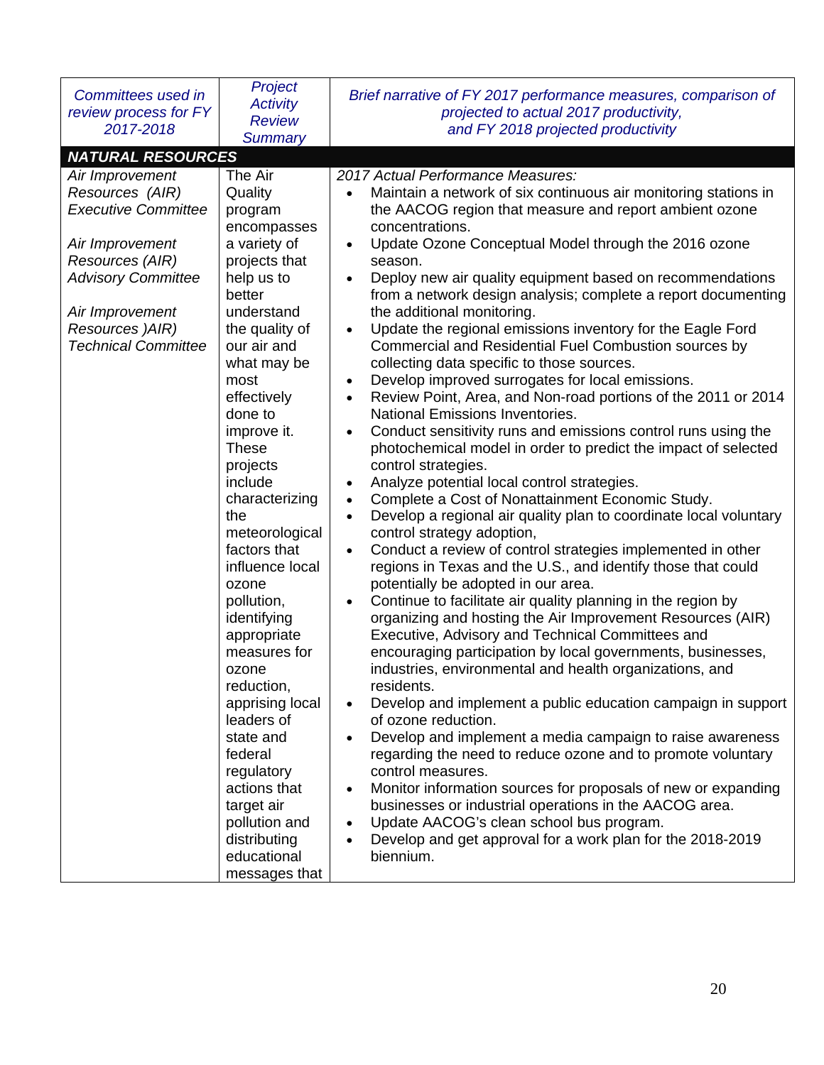| *Committees used in review process for FY 2017-2018* | *Project Activity Review Summary* | *Brief narrative of FY 2017 performance measures, comparison of projected to actual 2017 productivity, and FY 2018 projected productivity* |
|---|---|---|
| ***NATURAL RESOURCES*** | | |
| *Air Improvement Resources (AIR) Executive Committee*<br><br>*Air Improvement Resources (AIR) Advisory Committee*<br><br>*Air Improvement Resources )AIR) Technical Committee* | The Air Quality program encompasses a variety of projects that help us to better understand the quality of our air and what may be most effectively done to improve it. These projects include characterizing the meteorological factors that influence local ozone pollution, identifying appropriate measures for ozone reduction, apprising local leaders of state and federal regulatory actions that target air pollution and distributing educational messages that | *2017 Actual Performance Measures:*<br>• Maintain a network of six continuous air monitoring stations in the AACOG region that measure and report ambient ozone concentrations.<br>• Update Ozone Conceptual Model through the 2016 ozone season.<br>• Deploy new air quality equipment based on recommendations from a network design analysis; complete a report documenting the additional monitoring.<br>• Update the regional emissions inventory for the Eagle Ford Commercial and Residential Fuel Combustion sources by collecting data specific to those sources.<br>• Develop improved surrogates for local emissions.<br>• Review Point, Area, and Non-road portions of the 2011 or 2014 National Emissions Inventories.<br>• Conduct sensitivity runs and emissions control runs using the photochemical model in order to predict the impact of selected control strategies.<br>• Analyze potential local control strategies.<br>• Complete a Cost of Nonattainment Economic Study.<br>• Develop a regional air quality plan to coordinate local voluntary control strategy adoption,<br>• Conduct a review of control strategies implemented in other regions in Texas and the U.S., and identify those that could potentially be adopted in our area.<br>• Continue to facilitate air quality planning in the region by organizing and hosting the Air Improvement Resources (AIR) Executive, Advisory and Technical Committees and encouraging participation by local governments, businesses, industries, environmental and health organizations, and residents.<br>• Develop and implement a public education campaign in support of ozone reduction.<br>• Develop and implement a media campaign to raise awareness regarding the need to reduce ozone and to promote voluntary control measures.<br>• Monitor information sources for proposals of new or expanding businesses or industrial operations in the AACOG area.<br>• Update AACOG's clean school bus program.<br>• Develop and get approval for a work plan for the 2018-2019 biennium. |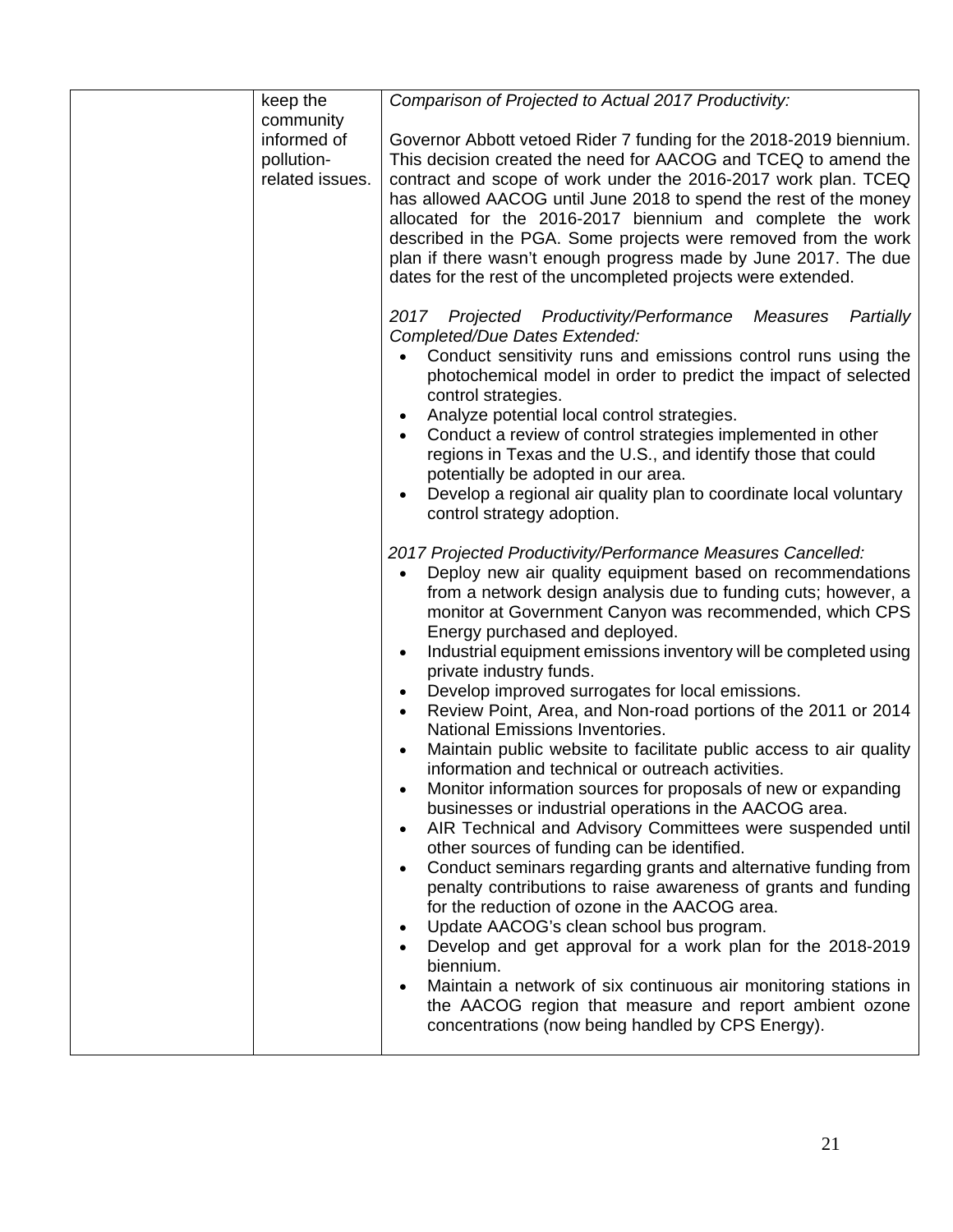| | | |
|---|---|---|
| | keep the community informed of pollution-related issues. | *Comparison of Projected to Actual 2017 Productivity:*<br><br>Governor Abbott vetoed Rider 7 funding for the 2018-2019 biennium. This decision created the need for AACOG and TCEQ to amend the contract and scope of work under the 2016-2017 work plan. TCEQ has allowed AACOG until June 2018 to spend the rest of the money allocated for the 2016-2017 biennium and complete the work described in the PGA. Some projects were removed from the work plan if there wasn't enough progress made by June 2017. The due dates for the rest of the uncompleted projects were extended.<br><br>*2017 Projected Productivity/Performance Measures Partially Completed/Due Dates Extended:*<br>• Conduct sensitivity runs and emissions control runs using the photochemical model in order to predict the impact of selected control strategies.<br>• Analyze potential local control strategies.<br>• Conduct a review of control strategies implemented in other regions in Texas and the U.S., and identify those that could potentially be adopted in our area.<br>• Develop a regional air quality plan to coordinate local voluntary control strategy adoption.<br><br>*2017 Projected Productivity/Performance Measures Cancelled:*<br>• Deploy new air quality equipment based on recommendations from a network design analysis due to funding cuts; however, a monitor at Government Canyon was recommended, which CPS Energy purchased and deployed.<br>• Industrial equipment emissions inventory will be completed using private industry funds.<br>• Develop improved surrogates for local emissions.<br>• Review Point, Area, and Non-road portions of the 2011 or 2014 National Emissions Inventories.<br>• Maintain public website to facilitate public access to air quality information and technical or outreach activities.<br>• Monitor information sources for proposals of new or expanding businesses or industrial operations in the AACOG area.<br>• AIR Technical and Advisory Committees were suspended until other sources of funding can be identified.<br>• Conduct seminars regarding grants and alternative funding from penalty contributions to raise awareness of grants and funding for the reduction of ozone in the AACOG area.<br>• Update AACOG's clean school bus program.<br>• Develop and get approval for a work plan for the 2018-2019 biennium.<br>• Maintain a network of six continuous air monitoring stations in the AACOG region that measure and report ambient ozone concentrations (now being handled by CPS Energy). |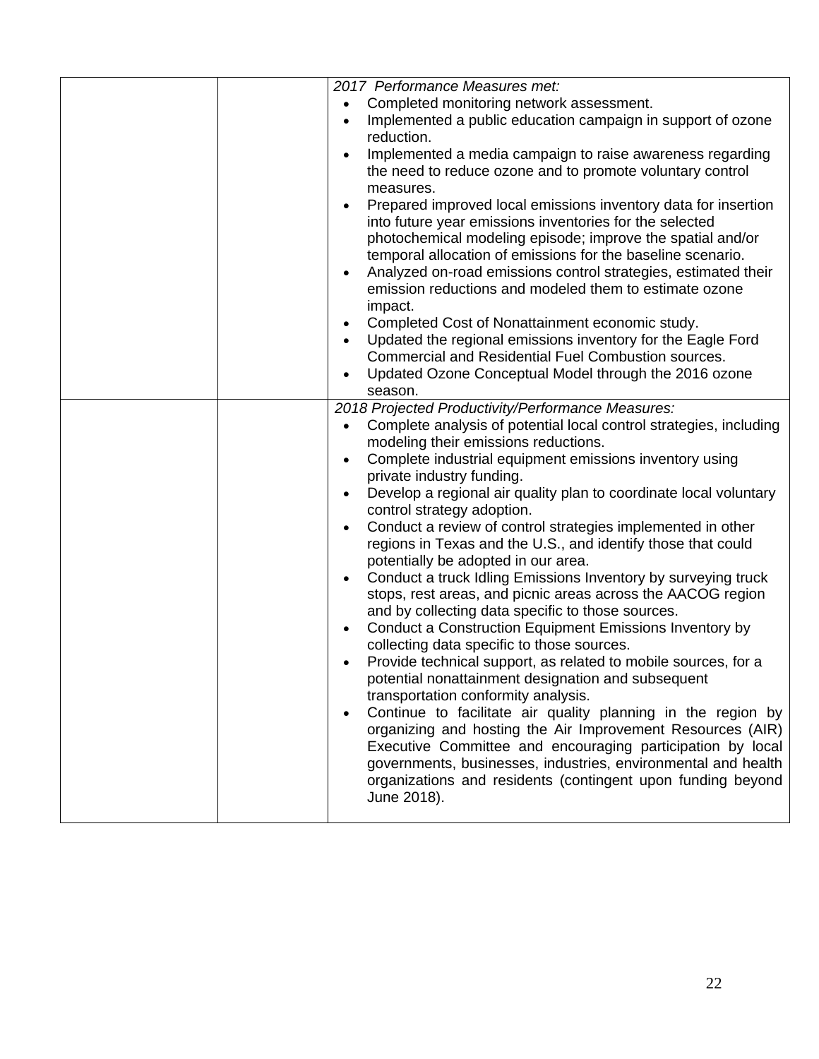| | | *2017 Performance Measures met:*<br>• Completed monitoring network assessment.<br>• Implemented a public education campaign in support of ozone reduction.<br>• Implemented a media campaign to raise awareness regarding the need to reduce ozone and to promote voluntary control measures.<br>• Prepared improved local emissions inventory data for insertion into future year emissions inventories for the selected photochemical modeling episode; improve the spatial and/or temporal allocation of emissions for the baseline scenario.<br>• Analyzed on-road emissions control strategies, estimated their emission reductions and modeled them to estimate ozone impact.<br>• Completed Cost of Nonattainment economic study.<br>• Updated the regional emissions inventory for the Eagle Ford Commercial and Residential Fuel Combustion sources.<br>• Updated Ozone Conceptual Model through the 2016 ozone season. |
|---|---|---|
| | | *2018 Projected Productivity/Performance Measures:*<br>• Complete analysis of potential local control strategies, including modeling their emissions reductions.<br>• Complete industrial equipment emissions inventory using private industry funding.<br>• Develop a regional air quality plan to coordinate local voluntary control strategy adoption.<br>• Conduct a review of control strategies implemented in other regions in Texas and the U.S., and identify those that could potentially be adopted in our area.<br>• Conduct a truck Idling Emissions Inventory by surveying truck stops, rest areas, and picnic areas across the AACOG region and by collecting data specific to those sources.<br>• Conduct a Construction Equipment Emissions Inventory by collecting data specific to those sources.<br>• Provide technical support, as related to mobile sources, for a potential nonattainment designation and subsequent transportation conformity analysis.<br>• Continue to facilitate air quality planning in the region by organizing and hosting the Air Improvement Resources (AIR) Executive Committee and encouraging participation by local governments, businesses, industries, environmental and health organizations and residents (contingent upon funding beyond June 2018). |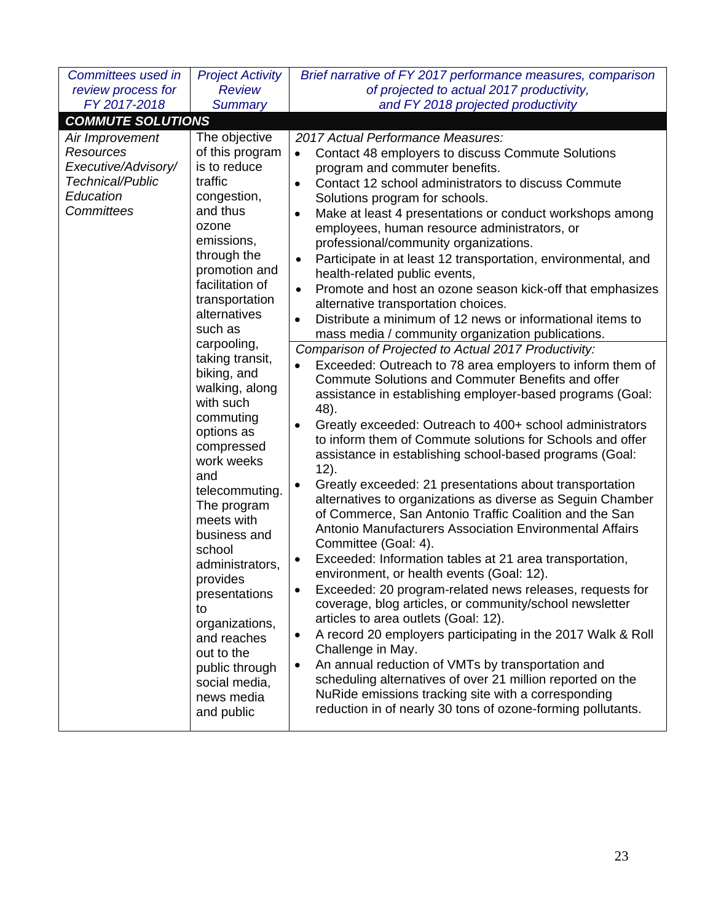| *Committees used in review process for FY 2017-2018* | *Project Activity Review Summary* | *Brief narrative of FY 2017 performance measures, comparison of projected to actual 2017 productivity, and FY 2018 projected productivity* |
|---|---|---|
| ***COMMUTE SOLUTIONS*** | | |
| *Air Improvement Resources Executive/Advisory/ Technical/Public Education Committees* | The objective of this program is to reduce traffic congestion, and thus ozone emissions, through the promotion and facilitation of transportation alternatives such as carpooling, taking transit, biking, and walking, along with such commuting options as compressed work weeks and telecommuting. The program meets with business and school administrators, provides presentations to organizations, and reaches out to the public through social media, news media and public | *2017 Actual Performance Measures:*<br>• Contact 48 employers to discuss Commute Solutions program and commuter benefits.<br>• Contact 12 school administrators to discuss Commute Solutions program for schools.<br>• Make at least 4 presentations or conduct workshops among employees, human resource administrators, or professional/community organizations.<br>• Participate in at least 12 transportation, environmental, and health-related public events,<br>• Promote and host an ozone season kick-off that emphasizes alternative transportation choices.<br>• Distribute a minimum of 12 news or informational items to mass media / community organization publications.<br><br>*Comparison of Projected to Actual 2017 Productivity:*<br>• Exceeded: Outreach to 78 area employers to inform them of Commute Solutions and Commuter Benefits and offer assistance in establishing employer-based programs (Goal: 48).<br>• Greatly exceeded: Outreach to 400+ school administrators to inform them of Commute solutions for Schools and offer assistance in establishing school-based programs (Goal: 12).<br>• Greatly exceeded: 21 presentations about transportation alternatives to organizations as diverse as Seguin Chamber of Commerce, San Antonio Traffic Coalition and the San Antonio Manufacturers Association Environmental Affairs Committee (Goal: 4).<br>• Exceeded: Information tables at 21 area transportation, environment, or health events (Goal: 12).<br>• Exceeded: 20 program-related news releases, requests for coverage, blog articles, or community/school newsletter articles to area outlets (Goal: 12).<br>• A record 20 employers participating in the 2017 Walk & Roll Challenge in May.<br>• An annual reduction of VMTs by transportation and scheduling alternatives of over 21 million reported on the NuRide emissions tracking site with a corresponding reduction in of nearly 30 tons of ozone-forming pollutants. |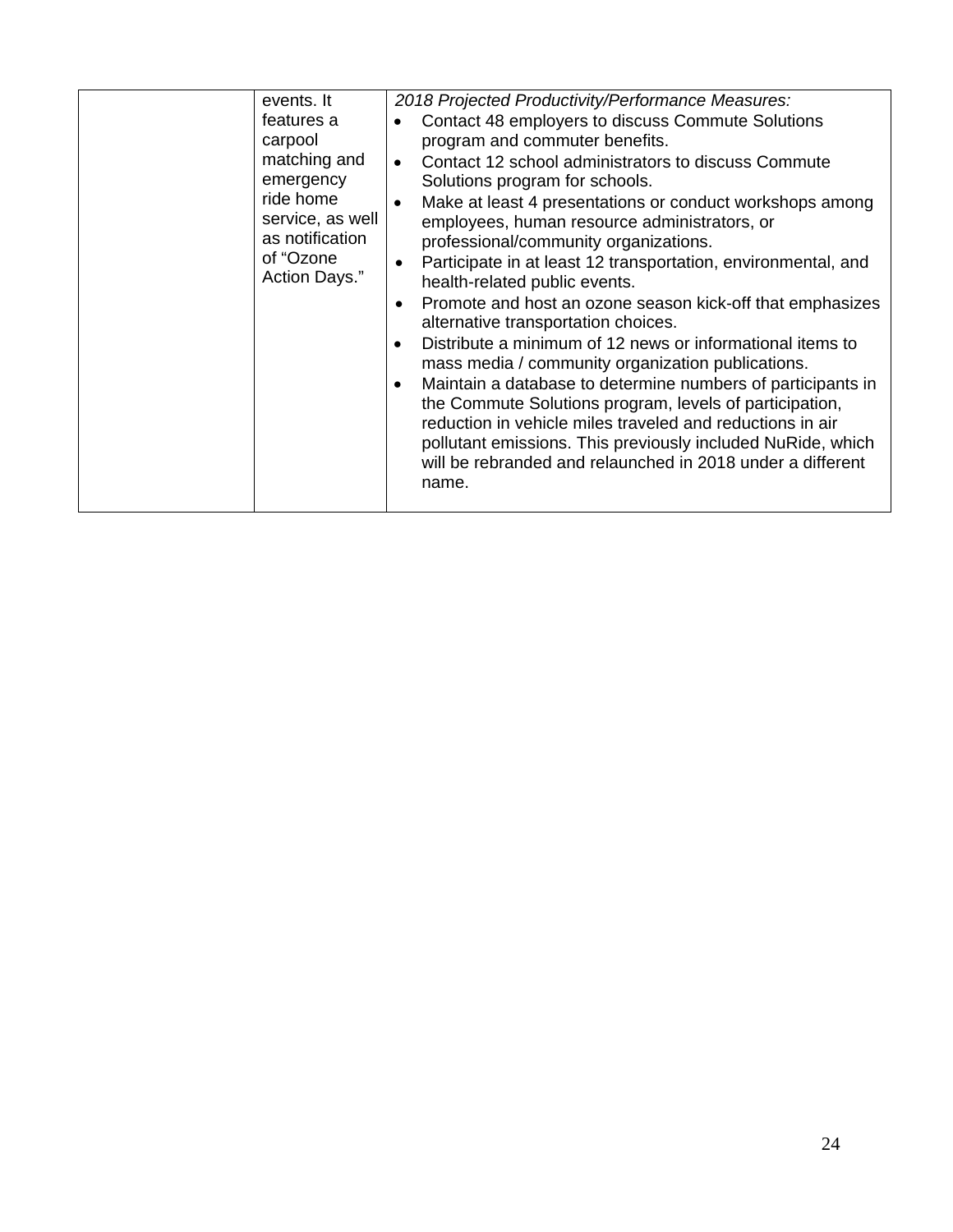|  | events. It features a carpool matching and emergency ride home service, as well as notification of "Ozone Action Days." | *2018 Projected Productivity/Performance Measures:*<br>• Contact 48 employers to discuss Commute Solutions program and commuter benefits.<br>• Contact 12 school administrators to discuss Commute Solutions program for schools.<br>• Make at least 4 presentations or conduct workshops among employees, human resource administrators, or professional/community organizations.<br>• Participate in at least 12 transportation, environmental, and health-related public events.<br>• Promote and host an ozone season kick-off that emphasizes alternative transportation choices.<br>• Distribute a minimum of 12 news or informational items to mass media / community organization publications.<br>• Maintain a database to determine numbers of participants in the Commute Solutions program, levels of participation, reduction in vehicle miles traveled and reductions in air pollutant emissions. This previously included NuRide, which will be rebranded and relaunched in 2018 under a different name. |
|---|---|---|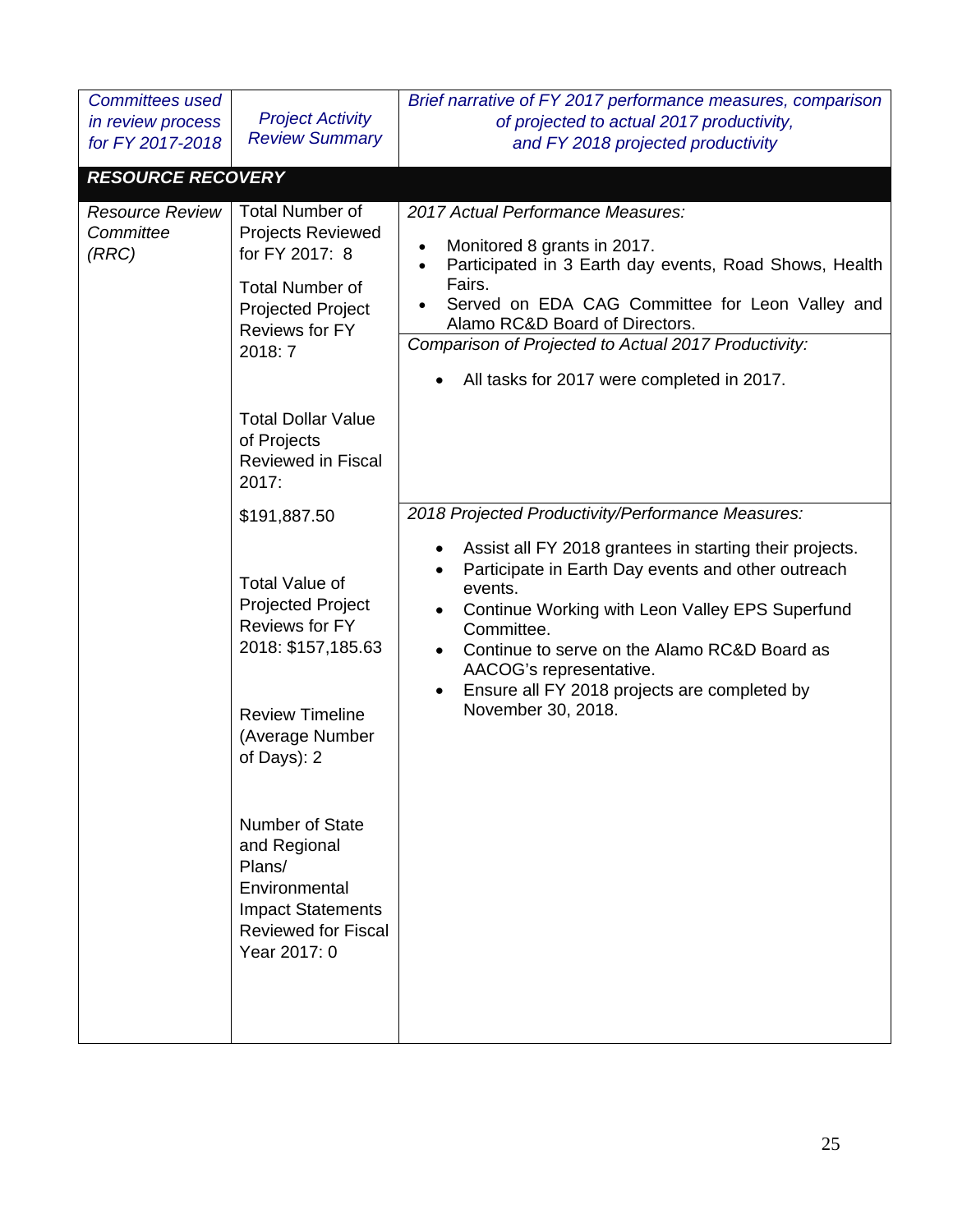| *Committees used in review process for FY 2017-2018* | *Project Activity Review Summary* | *Brief narrative of FY 2017 performance measures, comparison of projected to actual 2017 productivity, and FY 2018 projected productivity* |
|---|---|---|
| ***RESOURCE RECOVERY*** | | |
| *Resource Review Committee (RRC)* | Total Number of Projects Reviewed for FY 2017: 8<br><br>Total Number of Projected Project Reviews for FY 2018: 7<br><br>Total Dollar Value of Projects Reviewed in Fiscal 2017:<br><br>$191,887.50<br><br>Total Value of Projected Project Reviews for FY 2018: $157,185.63<br><br>Review Timeline (Average Number of Days): 2<br><br>Number of State and Regional Plans/ Environmental Impact Statements Reviewed for Fiscal Year 2017: 0 | *2017 Actual Performance Measures:*<br><br>• Monitored 8 grants in 2017.<br>• Participated in 3 Earth day events, Road Shows, Health Fairs.<br>• Served on EDA CAG Committee for Leon Valley and Alamo RC&D Board of Directors.<br><br>*Comparison of Projected to Actual 2017 Productivity:*<br><br>• All tasks for 2017 were completed in 2017.<br><br>*2018 Projected Productivity/Performance Measures:*<br><br>• Assist all FY 2018 grantees in starting their projects.<br>• Participate in Earth Day events and other outreach events.<br>• Continue Working with Leon Valley EPS Superfund Committee.<br>• Continue to serve on the Alamo RC&D Board as AACOG's representative.<br>• Ensure all FY 2018 projects are completed by November 30, 2018. |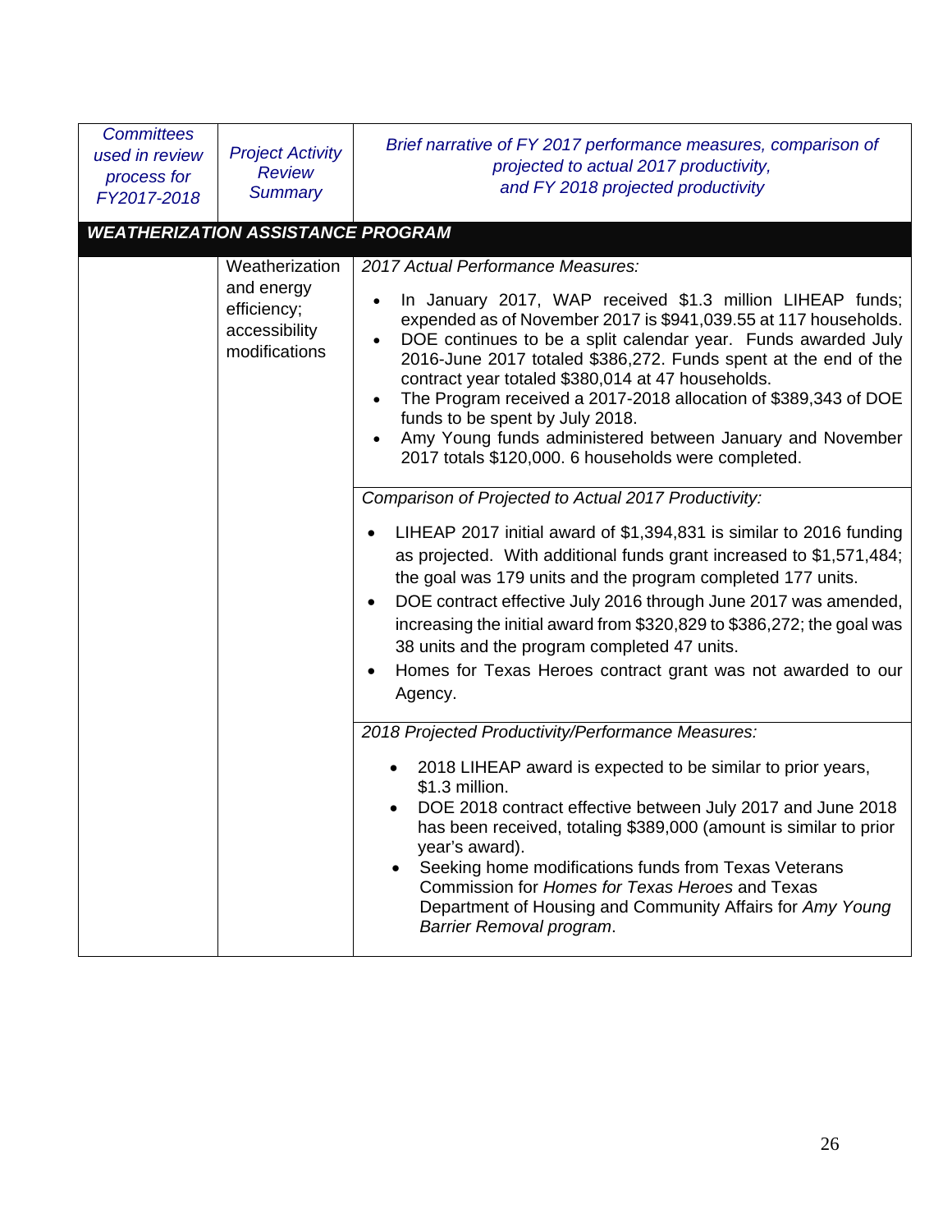| *Committees used in review process for FY2017-2018* | *Project Activity Review Summary* | *Brief narrative of FY 2017 performance measures, comparison of projected to actual 2017 productivity, and FY 2018 projected productivity* |
|---|---|---|
| ***WEATHERIZATION ASSISTANCE PROGRAM*** | | |
| | Weatherization and energy efficiency; accessibility modifications | *2017 Actual Performance Measures:*<br>• In January 2017, WAP received $1.3 million LIHEAP funds; expended as of November 2017 is $941,039.55 at 117 households.<br>• DOE continues to be a split calendar year. Funds awarded July 2016-June 2017 totaled $386,272. Funds spent at the end of the contract year totaled $380,014 at 47 households.<br>• The Program received a 2017-2018 allocation of $389,343 of DOE funds to be spent by July 2018.<br>• Amy Young funds administered between January and November 2017 totals $120,000. 6 households were completed. |
| | | *Comparison of Projected to Actual 2017 Productivity:*<br>• LIHEAP 2017 initial award of $1,394,831 is similar to 2016 funding as projected. With additional funds grant increased to $1,571,484; the goal was 179 units and the program completed 177 units.<br>• DOE contract effective July 2016 through June 2017 was amended, increasing the initial award from $320,829 to $386,272; the goal was 38 units and the program completed 47 units.<br>• Homes for Texas Heroes contract grant was not awarded to our Agency. |
| | | *2018 Projected Productivity/Performance Measures:*<br>• 2018 LIHEAP award is expected to be similar to prior years, $1.3 million.<br>• DOE 2018 contract effective between July 2017 and June 2018 has been received, totaling $389,000 (amount is similar to prior year's award).<br>• Seeking home modifications funds from Texas Veterans Commission for *Homes for Texas Heroes* and Texas Department of Housing and Community Affairs for *Amy Young Barrier Removal program*. |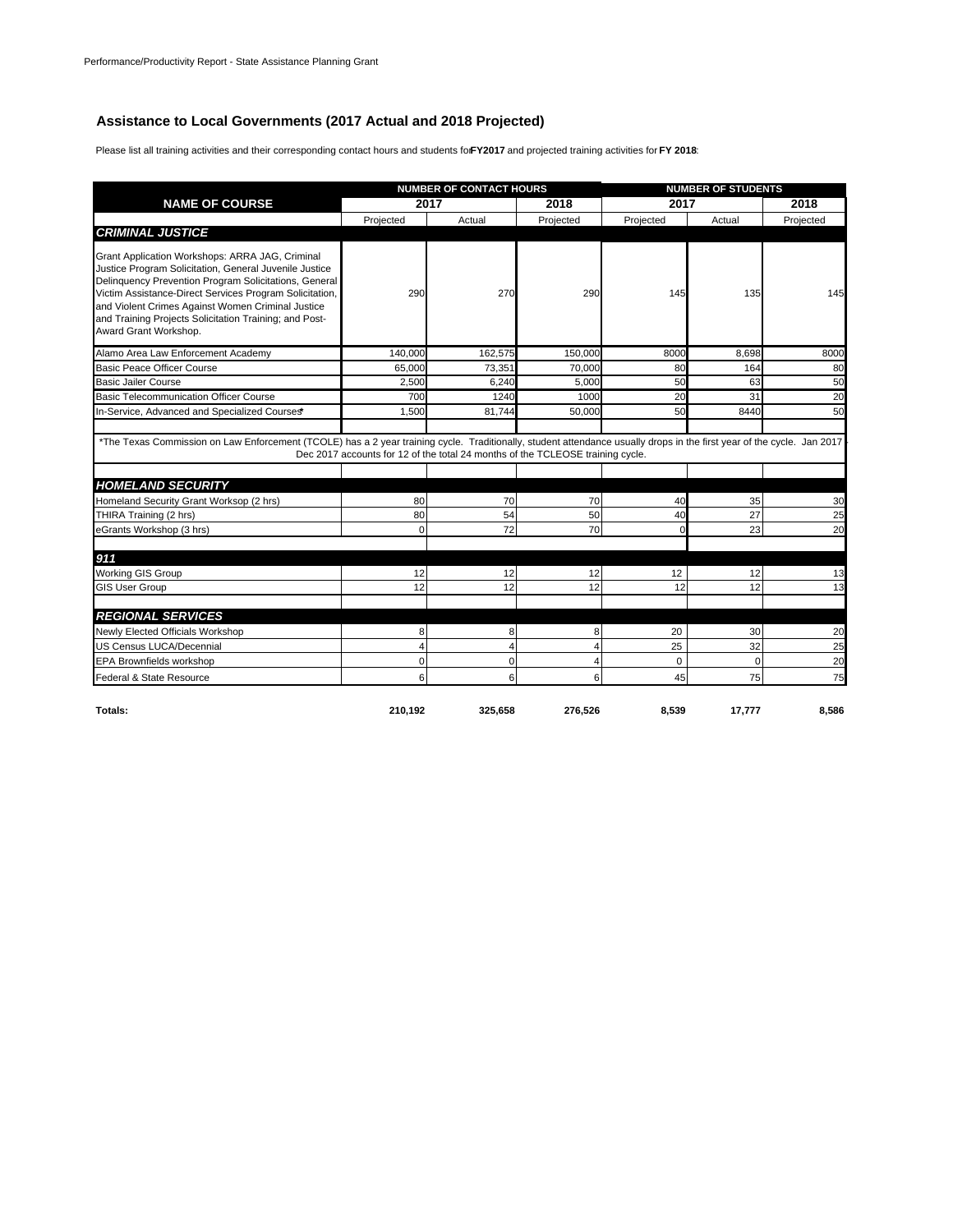## Assistance to Local Governments (2017 Actual and 2018 Projected)

Please list all training activities and their corresponding contact hours and students for **FY2017** and projected training activities for **FY 2018**:

| NAME OF COURSE | NUMBER OF CONTACT HOURS | | | NUMBER OF STUDENTS | | |
|---|---|---|---|---|---|---|
| | 2017 | | 2018 | 2017 | | 2018 |
| | Projected | Actual | Projected | Projected | Actual | Projected |
| ***CRIMINAL JUSTICE*** | | | | | | |
| Grant Application Workshops: ARRA JAG, Criminal Justice Program Solicitation, General Juvenile Justice Delinquency Prevention Program Solicitations, General Victim Assistance-Direct Services Program Solicitation, and Violent Crimes Against Women Criminal Justice and Training Projects Solicitation Training; and Post-Award Grant Workshop. | 290 | 270 | 290 | 145 | 135 | 145 |
| Alamo Area Law Enforcement Academy | 140,000 | 162,575 | 150,000 | 8000 | 8,698 | 8000 |
| Basic Peace Officer Course | 65,000 | 73,351 | 70,000 | 80 | 164 | 80 |
| Basic Jailer Course | 2,500 | 6,240 | 5,000 | 50 | 63 | 50 |
| Basic Telecommunication Officer Course | 700 | 1240 | 1000 | 20 | 31 | 20 |
| In-Service, Advanced and Specialized Courses* | 1,500 | 81,744 | 50,000 | 50 | 8440 | 50 |
| *The Texas Commission on Law Enforcement (TCOLE) has a 2 year training cycle. Traditionally, student attendance usually drops in the first year of the cycle. Jan 2017 - Dec 2017 accounts for 12 of the total 24 months of the TCLEOSE training cycle. | | | | | | |
| ***HOMELAND SECURITY*** | | | | | | |
| Homeland Security Grant Worksop (2 hrs) | 80 | 70 | 70 | 40 | 35 | 30 |
| THIRA Training (2 hrs) | 80 | 54 | 50 | 40 | 27 | 25 |
| eGrants Workshop (3 hrs) | 0 | 72 | 70 | 0 | 23 | 20 |
| ***911*** | | | | | | |
| Working GIS Group | 12 | 12 | 12 | 12 | 12 | 13 |
| GIS User Group | 12 | 12 | 12 | 12 | 12 | 13 |
| ***REGIONAL SERVICES*** | | | | | | |
| Newly Elected Officials Workshop | 8 | 8 | 8 | 20 | 30 | 20 |
| US Census LUCA/Decennial | 4 | 4 | 4 | 25 | 32 | 25 |
| EPA Brownfields workshop | 0 | 0 | 4 | 0 | 0 | 20 |
| Federal & State Resource | 6 | 6 | 6 | 45 | 75 | 75 |
| **Totals:** | **210,192** | **325,658** | **276,526** | **8,539** | **17,777** | **8,586** |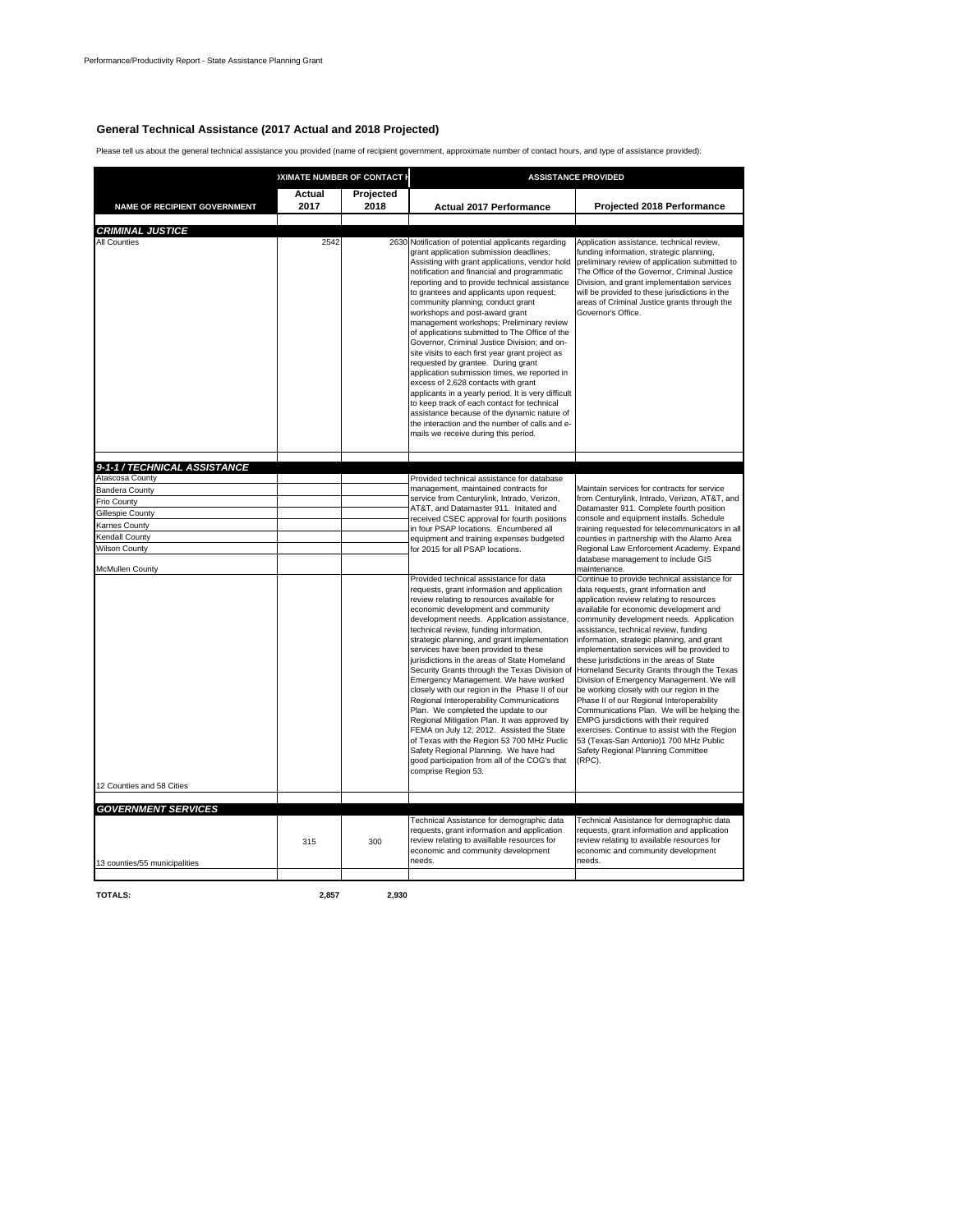Performance/Productivity Report - State Assistance Planning Grant

## General Technical Assistance (2017 Actual and 2018 Projected)

Please tell us about the general technical assistance you provided (name of recipient government, approximate number of contact hours, and type of assistance provided):

| | XIMATE NUMBER OF CONTACT H | | ASSISTANCE PROVIDED | |
|---|---|---|---|---|
| **NAME OF RECIPIENT GOVERNMENT** | **Actual 2017** | **Projected 2018** | **Actual 2017 Performance** | **Projected 2018 Performance** |
| ***CRIMINAL JUSTICE*** | | | | |
| All Counties | 2542 | 2630 | Notification of potential applicants regarding grant application submission deadlines; Assisting with grant applications, vendor hold notification and financial and programmatic reporting and to provide technical assistance to grantees and applicants upon request; community planning; conduct grant workshops and post-award grant management workshops; Preliminary review of applications submitted to The Office of the Governor, Criminal Justice Division; and on-site visits to each first year grant project as requested by grantee. During grant application submission times, we reported in excess of 2,628 contacts with grant applicants in a yearly period. It is very difficult to keep track of each contact for technical assistance because of the dynamic nature of the interaction and the number of calls and e-mails we receive during this period. | Application assistance, technical review, funding information, strategic planning, preliminary review of application submitted to The Office of the Governor, Criminal Justice Division, and grant implementation services will be provided to these jurisdictions in the areas of Criminal Justice grants through the Governor's Office. |
| ***9-1-1 / TECHNICAL ASSISTANCE*** | | | | |
| Atascosa County<br>Bandera County<br>Frio County<br>Gillespie County<br>Karnes County<br>Kendall County<br>Wilson County<br>McMullen County | | | Provided technical assistance for database management, maintained contracts for service from Centurylink, Intrado, Verizon, AT&T, and Datamaster 911. Initated and received CSEC approval for fourth positions in four PSAP locations. Encumbered all equipment and training expenses budgeted for 2015 for all PSAP locations. | Maintain services for contracts for service from Centurylink, Intrado, Verizon, AT&T, and Datamaster 911. Complete fourth position console and equipment installs. Schedule training requested for telecommunicators in all counties in partnership with the Alamo Area Regional Law Enforcement Academy. Expand database management to include GIS maintenance. |
| 12 Counties and 58 Cities | | | Provided technical assistance for data requests, grant information and application review relating to resources available for economic development and community development needs. Application assistance, technical review, funding information, strategic planning, and grant implementation services have been provided to these jurisdictions in the areas of State Homeland Security Grants through the Texas Division of Emergency Management. We have worked closely with our region in the Phase II of our Regional Interoperability Communications Plan. We completed the update to our Regional Mitigation Plan. It was approved by FEMA on July 12, 2012. Assisted the State of Texas with the Region 53 700 MHz Puclic Safety Regional Planning. We have had good participation from all of the COG's that comprise Region 53. | Continue to provide technical assistance for data requests, grant information and application review relating to resources available for economic development and community development needs. Application assistance, technical review, funding information, strategic planning, and grant implementation services will be provided to these jurisdictions in the areas of State Homeland Security Grants through the Texas Division of Emergency Management. We will be working closely with our region in the Phase II of our Regional Interoperability Communications Plan. We will be helping the EMPG jursdictions with their required exercises. Continue to assist with the Region 53 (Texas-San Antonio)1 700 MHz Public Safety Regional Planning Committee (RPC). |
| ***GOVERNMENT SERVICES*** | | | | |
| 13 counties/55 municipalities | 315 | 300 | Technical Assistance for demographic data requests, grant information and application review relating to availlable resources for economic and community development needs. | Technical Assistance for demographic data requests, grant information and application review relating to available resources for economic and community development needs. |
| **TOTALS:** | **2,857** | **2,930** | | |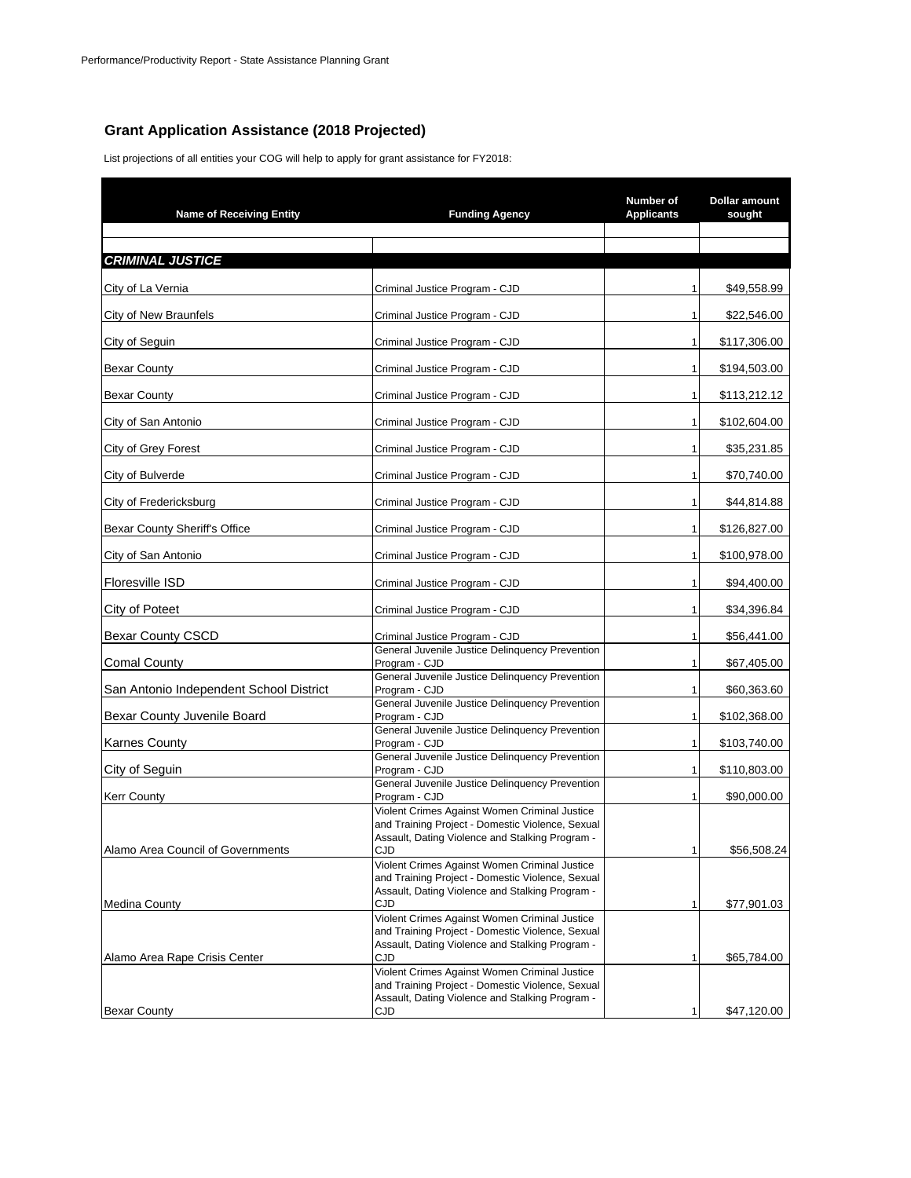Performance/Productivity Report - State Assistance Planning Grant

## Grant Application Assistance (2018 Projected)

List projections of all entities your COG will help to apply for grant assistance for FY2018:

| Name of Receiving Entity | Funding Agency | Number of Applicants | Dollar amount sought |
|---|---|---|---|
| | | | |
| | | | |
| ***CRIMINAL JUSTICE*** | | | |
| City of La Vernia | Criminal Justice Program - CJD | 1 | $49,558.99 |
| City of New Braunfels | Criminal Justice Program - CJD | 1 | $22,546.00 |
| City of Seguin | Criminal Justice Program - CJD | 1 | $117,306.00 |
| Bexar County | Criminal Justice Program - CJD | 1 | $194,503.00 |
| Bexar County | Criminal Justice Program - CJD | 1 | $113,212.12 |
| City of San Antonio | Criminal Justice Program - CJD | 1 | $102,604.00 |
| City of Grey Forest | Criminal Justice Program - CJD | 1 | $35,231.85 |
| City of Bulverde | Criminal Justice Program - CJD | 1 | $70,740.00 |
| City of Fredericksburg | Criminal Justice Program - CJD | 1 | $44,814.88 |
| Bexar County Sheriff's Office | Criminal Justice Program - CJD | 1 | $126,827.00 |
| City of San Antonio | Criminal Justice Program - CJD | 1 | $100,978.00 |
| Floresville ISD | Criminal Justice Program - CJD | 1 | $94,400.00 |
| City of Poteet | Criminal Justice Program - CJD | 1 | $34,396.84 |
| Bexar County CSCD | Criminal Justice Program - CJD | 1 | $56,441.00 |
| Comal County | General Juvenile Justice Delinquency Prevention Program - CJD | 1 | $67,405.00 |
| San Antonio Independent School District | General Juvenile Justice Delinquency Prevention Program - CJD | 1 | $60,363.60 |
| Bexar County Juvenile Board | General Juvenile Justice Delinquency Prevention Program - CJD | 1 | $102,368.00 |
| Karnes County | General Juvenile Justice Delinquency Prevention Program - CJD | 1 | $103,740.00 |
| City of Seguin | General Juvenile Justice Delinquency Prevention Program - CJD | 1 | $110,803.00 |
| Kerr County | General Juvenile Justice Delinquency Prevention Program - CJD | 1 | $90,000.00 |
| Alamo Area Council of Governments | Violent Crimes Against Women Criminal Justice and Training Project - Domestic Violence, Sexual Assault, Dating Violence and Stalking Program - CJD | 1 | $56,508.24 |
| Medina County | Violent Crimes Against Women Criminal Justice and Training Project - Domestic Violence, Sexual Assault, Dating Violence and Stalking Program - CJD | 1 | $77,901.03 |
| Alamo Area Rape Crisis Center | Violent Crimes Against Women Criminal Justice and Training Project - Domestic Violence, Sexual Assault, Dating Violence and Stalking Program - CJD | 1 | $65,784.00 |
| Bexar County | Violent Crimes Against Women Criminal Justice and Training Project - Domestic Violence, Sexual Assault, Dating Violence and Stalking Program - CJD | 1 | $47,120.00 |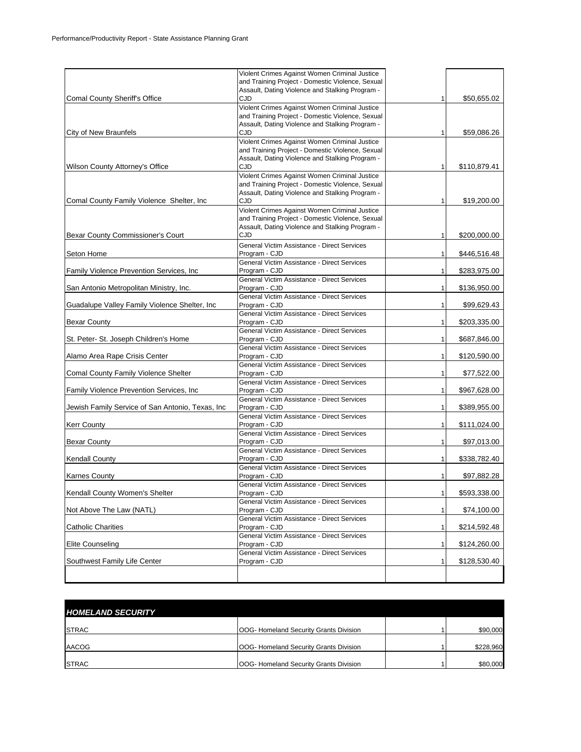| | | | |
|---|---|---|---|
| Comal County Sheriff's Office | Violent Crimes Against Women Criminal Justice and Training Project - Domestic Violence, Sexual Assault, Dating Violence and Stalking Program - CJD | 1 | $50,655.02 |
| City of New Braunfels | Violent Crimes Against Women Criminal Justice and Training Project - Domestic Violence, Sexual Assault, Dating Violence and Stalking Program - CJD | 1 | $59,086.26 |
| Wilson County Attorney's Office | Violent Crimes Against Women Criminal Justice and Training Project - Domestic Violence, Sexual Assault, Dating Violence and Stalking Program - CJD | 1 | $110,879.41 |
| Comal County Family Violence Shelter, Inc | Violent Crimes Against Women Criminal Justice and Training Project - Domestic Violence, Sexual Assault, Dating Violence and Stalking Program - CJD | 1 | $19,200.00 |
| Bexar County Commissioner's Court | Violent Crimes Against Women Criminal Justice and Training Project - Domestic Violence, Sexual Assault, Dating Violence and Stalking Program - CJD | 1 | $200,000.00 |
| Seton Home | General Victim Assistance - Direct Services Program - CJD | 1 | $446,516.48 |
| Family Violence Prevention Services, Inc | General Victim Assistance - Direct Services Program - CJD | 1 | $283,975.00 |
| San Antonio Metropolitan Ministry, Inc. | General Victim Assistance - Direct Services Program - CJD | 1 | $136,950.00 |
| Guadalupe Valley Family Violence Shelter, Inc | General Victim Assistance - Direct Services Program - CJD | 1 | $99,629.43 |
| Bexar County | General Victim Assistance - Direct Services Program - CJD | 1 | $203,335.00 |
| St. Peter- St. Joseph Children's Home | General Victim Assistance - Direct Services Program - CJD | 1 | $687,846.00 |
| Alamo Area Rape Crisis Center | General Victim Assistance - Direct Services Program - CJD | 1 | $120,590.00 |
| Comal County Family Violence Shelter | General Victim Assistance - Direct Services Program - CJD | 1 | $77,522.00 |
| Family Violence Prevention Services, Inc | General Victim Assistance - Direct Services Program - CJD | 1 | $967,628.00 |
| Jewish Family Service of San Antonio, Texas, Inc | General Victim Assistance - Direct Services Program - CJD | 1 | $389,955.00 |
| Kerr County | General Victim Assistance - Direct Services Program - CJD | 1 | $111,024.00 |
| Bexar County | General Victim Assistance - Direct Services Program - CJD | 1 | $97,013.00 |
| Kendall County | General Victim Assistance - Direct Services Program - CJD | 1 | $338,782.40 |
| Karnes County | General Victim Assistance - Direct Services Program - CJD | 1 | $97,882.28 |
| Kendall County Women's Shelter | General Victim Assistance - Direct Services Program - CJD | 1 | $593,338.00 |
| Not Above The Law (NATL) | General Victim Assistance - Direct Services Program - CJD | 1 | $74,100.00 |
| Catholic Charities | General Victim Assistance - Direct Services Program - CJD | 1 | $214,592.48 |
| Elite Counseling | General Victim Assistance - Direct Services Program - CJD | 1 | $124,260.00 |
| Southwest Family Life Center | General Victim Assistance - Direct Services Program - CJD | 1 | $128,530.40 |
| | | | |

| ***HOMELAND SECURITY*** | | | |
|---|---|---|---|
| STRAC | OOG- Homeland Security Grants Division | 1 | $90,000 |
| AACOG | OOG- Homeland Security Grants Division | 1 | $228,960 |
| STRAC | OOG- Homeland Security Grants Division | 1 | $80,000 |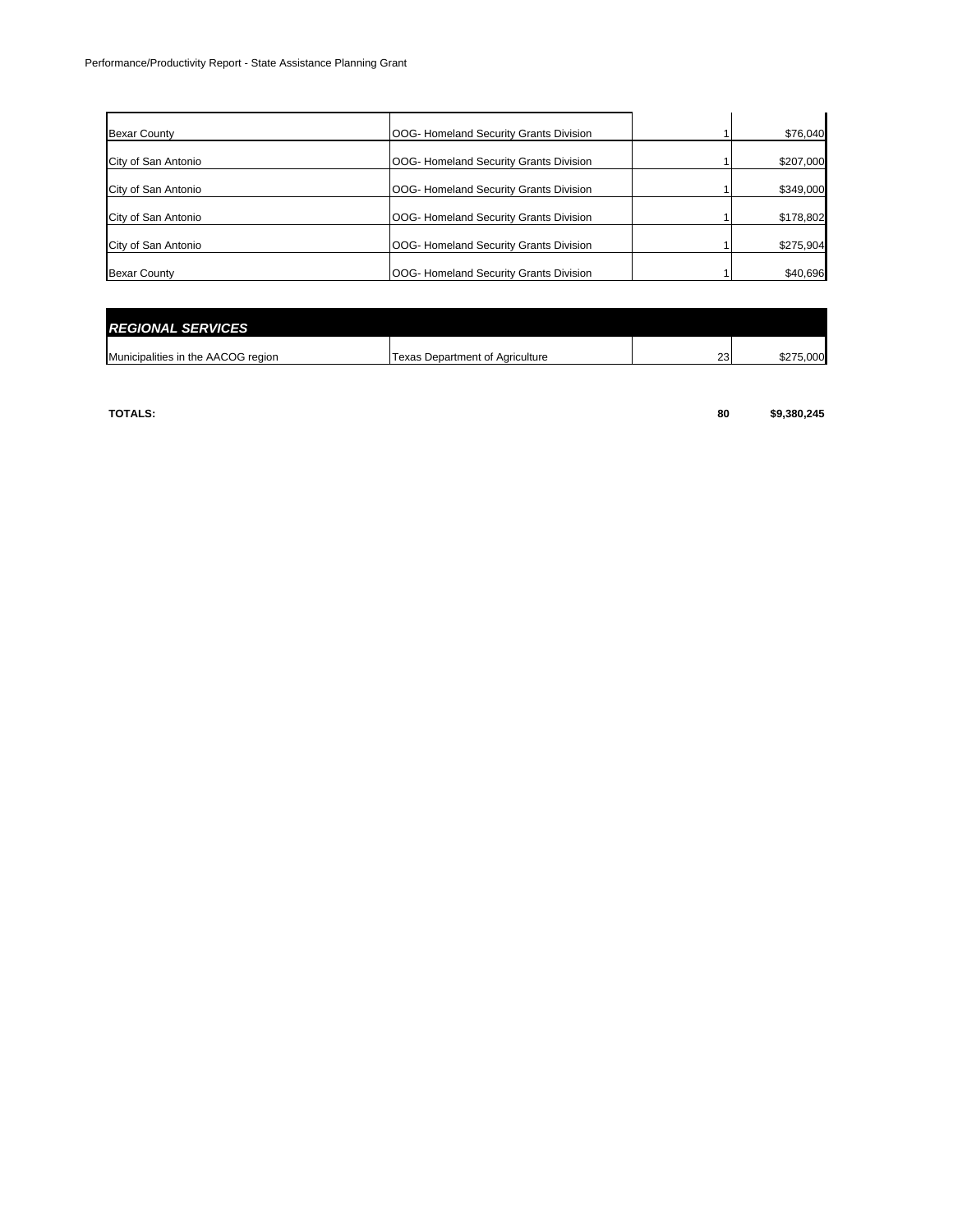| | | | |
|---|---|---|---|
| Bexar County | OOG- Homeland Security Grants Division | 1 | $76,040 |
| City of San Antonio | OOG- Homeland Security Grants Division | 1 | $207,000 |
| City of San Antonio | OOG- Homeland Security Grants Division | 1 | $349,000 |
| City of San Antonio | OOG- Homeland Security Grants Division | 1 | $178,802 |
| City of San Antonio | OOG- Homeland Security Grants Division | 1 | $275,904 |
| Bexar County | OOG- Homeland Security Grants Division | 1 | $40,696 |
| ***REGIONAL SERVICES*** | | | |
| Municipalities in the AACOG region | Texas Department of Agriculture | 23 | $275,000 |
| **TOTALS:** | | **80** | **$9,380,245** |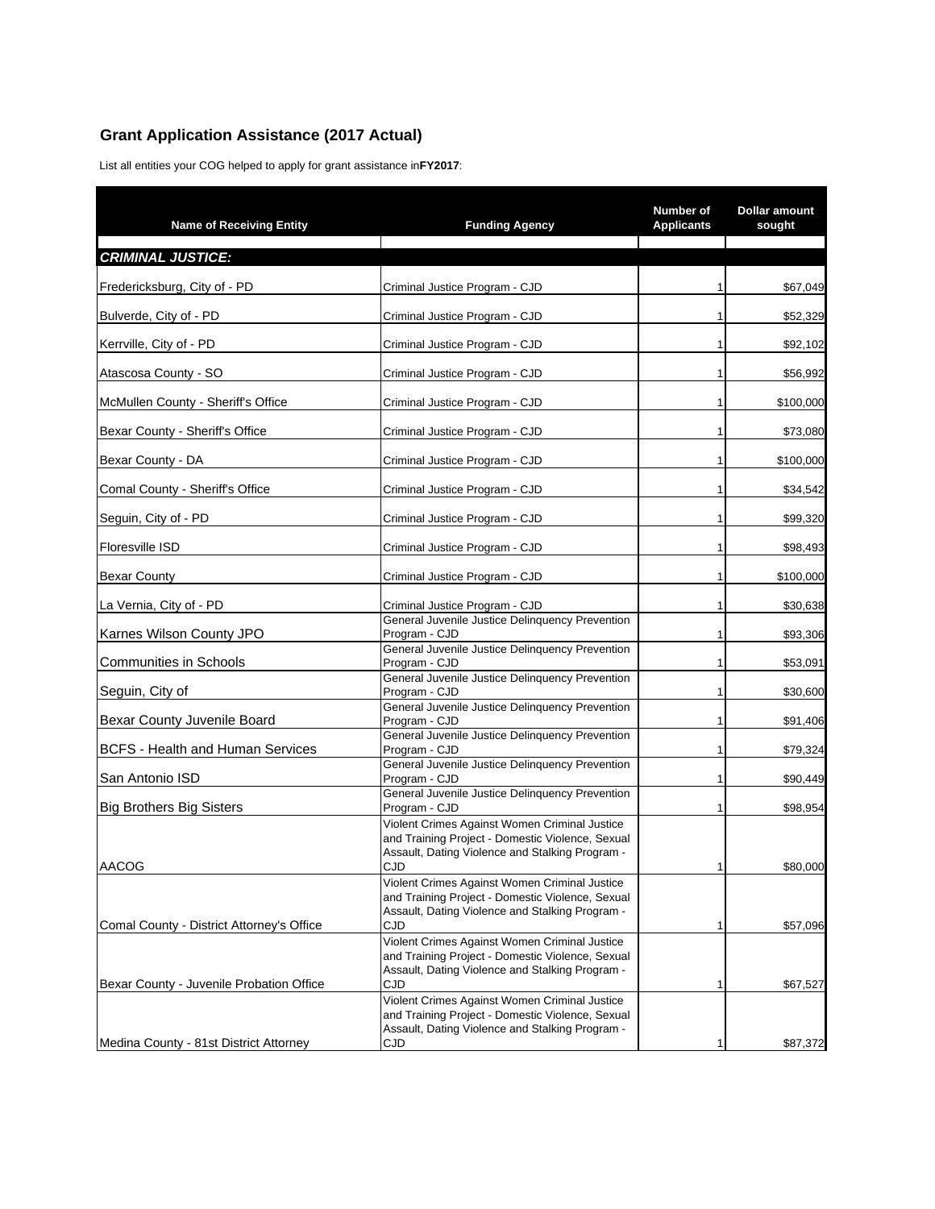## Grant Application Assistance (2017 Actual)

List all entities your COG helped to apply for grant assistance in**FY2017**:

| Name of Receiving Entity | Funding Agency | Number of Applicants | Dollar amount sought |
|---|---|---|---|
| ***CRIMINAL JUSTICE:*** | | | |
| Fredericksburg, City of - PD | Criminal Justice Program - CJD | 1 | $67,049 |
| Bulverde, City of - PD | Criminal Justice Program - CJD | 1 | $52,329 |
| Kerrville, City of - PD | Criminal Justice Program - CJD | 1 | $92,102 |
| Atascosa County - SO | Criminal Justice Program - CJD | 1 | $56,992 |
| McMullen County - Sheriff's Office | Criminal Justice Program - CJD | 1 | $100,000 |
| Bexar County - Sheriff's Office | Criminal Justice Program - CJD | 1 | $73,080 |
| Bexar County - DA | Criminal Justice Program - CJD | 1 | $100,000 |
| Comal County - Sheriff's Office | Criminal Justice Program - CJD | 1 | $34,542 |
| Seguin, City of - PD | Criminal Justice Program - CJD | 1 | $99,320 |
| Floresville ISD | Criminal Justice Program - CJD | 1 | $98,493 |
| Bexar County | Criminal Justice Program - CJD | 1 | $100,000 |
| La Vernia, City of - PD | Criminal Justice Program - CJD | 1 | $30,638 |
| Karnes Wilson County JPO | General Juvenile Justice Delinquency Prevention Program - CJD | 1 | $93,306 |
| Communities in Schools | General Juvenile Justice Delinquency Prevention Program - CJD | 1 | $53,091 |
| Seguin, City of | General Juvenile Justice Delinquency Prevention Program - CJD | 1 | $30,600 |
| Bexar County Juvenile Board | General Juvenile Justice Delinquency Prevention Program - CJD | 1 | $91,406 |
| BCFS - Health and Human Services | General Juvenile Justice Delinquency Prevention Program - CJD | 1 | $79,324 |
| San Antonio ISD | General Juvenile Justice Delinquency Prevention Program - CJD | 1 | $90,449 |
| Big Brothers Big Sisters | General Juvenile Justice Delinquency Prevention Program - CJD | 1 | $98,954 |
| AACOG | Violent Crimes Against Women Criminal Justice and Training Project - Domestic Violence, Sexual Assault, Dating Violence and Stalking Program - CJD | 1 | $80,000 |
| Comal County - District Attorney's Office | Violent Crimes Against Women Criminal Justice and Training Project - Domestic Violence, Sexual Assault, Dating Violence and Stalking Program - CJD | 1 | $57,096 |
| Bexar County - Juvenile Probation Office | Violent Crimes Against Women Criminal Justice and Training Project - Domestic Violence, Sexual Assault, Dating Violence and Stalking Program - CJD | 1 | $67,527 |
| Medina County - 81st District Attorney | Violent Crimes Against Women Criminal Justice and Training Project - Domestic Violence, Sexual Assault, Dating Violence and Stalking Program - CJD | 1 | $87,372 |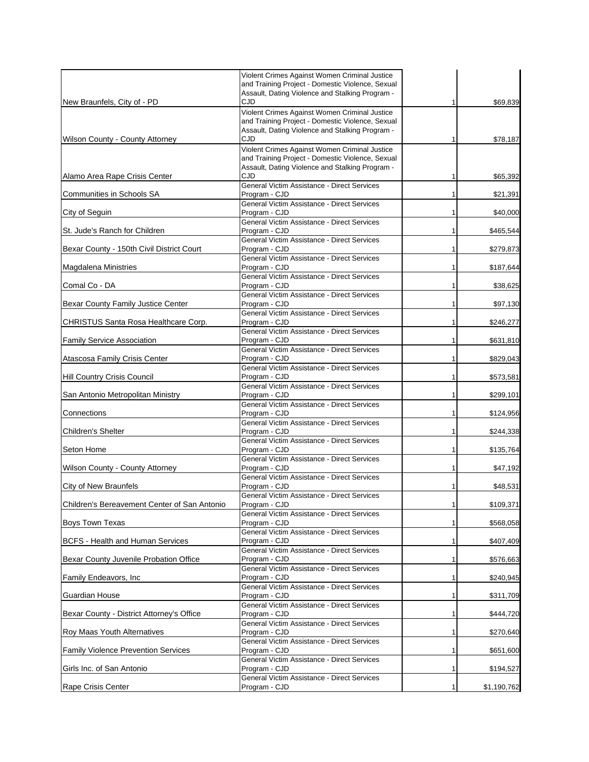| | | | |
|---|---|---|---|
| New Braunfels, City of - PD | Violent Crimes Against Women Criminal Justice and Training Project - Domestic Violence, Sexual Assault, Dating Violence and Stalking Program - CJD | 1 | $69,839 |
| Wilson County - County Attorney | Violent Crimes Against Women Criminal Justice and Training Project - Domestic Violence, Sexual Assault, Dating Violence and Stalking Program - CJD | 1 | $78,187 |
| Alamo Area Rape Crisis Center | Violent Crimes Against Women Criminal Justice and Training Project - Domestic Violence, Sexual Assault, Dating Violence and Stalking Program - CJD | 1 | $65,392 |
| Communities in Schools SA | General Victim Assistance - Direct Services Program - CJD | 1 | $21,391 |
| City of Seguin | General Victim Assistance - Direct Services Program - CJD | 1 | $40,000 |
| St. Jude's Ranch for Children | General Victim Assistance - Direct Services Program - CJD | 1 | $465,544 |
| Bexar County - 150th Civil District Court | General Victim Assistance - Direct Services Program - CJD | 1 | $279,873 |
| Magdalena Ministries | General Victim Assistance - Direct Services Program - CJD | 1 | $187,644 |
| Comal Co - DA | General Victim Assistance - Direct Services Program - CJD | 1 | $38,625 |
| Bexar County Family Justice Center | General Victim Assistance - Direct Services Program - CJD | 1 | $97,130 |
| CHRISTUS Santa Rosa Healthcare Corp. | General Victim Assistance - Direct Services Program - CJD | 1 | $246,277 |
| Family Service Association | General Victim Assistance - Direct Services Program - CJD | 1 | $631,810 |
| Atascosa Family Crisis Center | General Victim Assistance - Direct Services Program - CJD | 1 | $829,043 |
| Hill Country Crisis Council | General Victim Assistance - Direct Services Program - CJD | 1 | $573,581 |
| San Antonio Metropolitan Ministry | General Victim Assistance - Direct Services Program - CJD | 1 | $299,101 |
| Connections | General Victim Assistance - Direct Services Program - CJD | 1 | $124,956 |
| Children's Shelter | General Victim Assistance - Direct Services Program - CJD | 1 | $244,338 |
| Seton Home | General Victim Assistance - Direct Services Program - CJD | 1 | $135,764 |
| Wilson County - County Attorney | General Victim Assistance - Direct Services Program - CJD | 1 | $47,192 |
| City of New Braunfels | General Victim Assistance - Direct Services Program - CJD | 1 | $48,531 |
| Children's Bereavement Center of San Antonio | General Victim Assistance - Direct Services Program - CJD | 1 | $109,371 |
| Boys Town Texas | General Victim Assistance - Direct Services Program - CJD | 1 | $568,058 |
| BCFS - Health and Human Services | General Victim Assistance - Direct Services Program - CJD | 1 | $407,409 |
| Bexar County Juvenile Probation Office | General Victim Assistance - Direct Services Program - CJD | 1 | $576,663 |
| Family Endeavors, Inc | General Victim Assistance - Direct Services Program - CJD | 1 | $240,945 |
| Guardian House | General Victim Assistance - Direct Services Program - CJD | 1 | $311,709 |
| Bexar County - District Attorney's Office | General Victim Assistance - Direct Services Program - CJD | 1 | $444,720 |
| Roy Maas Youth Alternatives | General Victim Assistance - Direct Services Program - CJD | 1 | $270,640 |
| Family Violence Prevention Services | General Victim Assistance - Direct Services Program - CJD | 1 | $651,600 |
| Girls Inc. of San Antonio | General Victim Assistance - Direct Services Program - CJD | 1 | $194,527 |
| Rape Crisis Center | General Victim Assistance - Direct Services Program - CJD | 1 | $1,190,762 |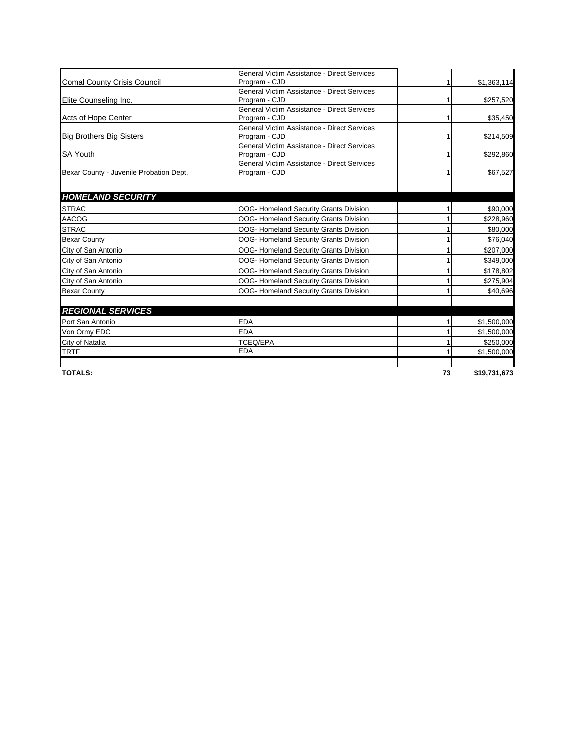| | | | |
|---|---|---|---|
| Comal County Crisis Council | General Victim Assistance - Direct Services Program - CJD | 1 | $1,363,114 |
| Elite Counseling Inc. | General Victim Assistance - Direct Services Program - CJD | 1 | $257,520 |
| Acts of Hope Center | General Victim Assistance - Direct Services Program - CJD | 1 | $35,450 |
| Big Brothers Big Sisters | General Victim Assistance - Direct Services Program - CJD | 1 | $214,509 |
| SA Youth | General Victim Assistance - Direct Services Program - CJD | 1 | $292,860 |
| Bexar County - Juvenile Probation Dept. | General Victim Assistance - Direct Services Program - CJD | 1 | $67,527 |
| | | | |
| ***HOMELAND SECURITY*** | | | |
| STRAC | OOG- Homeland Security Grants Division | 1 | $90,000 |
| AACOG | OOG- Homeland Security Grants Division | 1 | $228,960 |
| STRAC | OOG- Homeland Security Grants Division | 1 | $80,000 |
| Bexar County | OOG- Homeland Security Grants Division | 1 | $76,040 |
| City of San Antonio | OOG- Homeland Security Grants Division | 1 | $207,000 |
| City of San Antonio | OOG- Homeland Security Grants Division | 1 | $349,000 |
| City of San Antonio | OOG- Homeland Security Grants Division | 1 | $178,802 |
| City of San Antonio | OOG- Homeland Security Grants Division | 1 | $275,904 |
| Bexar County | OOG- Homeland Security Grants Division | 1 | $40,696 |
| | | | |
| ***REGIONAL SERVICES*** | | | |
| Port San Antonio | EDA | 1 | $1,500,000 |
| Von Ormy EDC | EDA | 1 | $1,500,000 |
| City of Natalia | TCEQ/EPA | 1 | $250,000 |
| TRTF | EDA | 1 | $1,500,000 |
| | | | |
| **TOTALS:** | | **73** | **$19,731,673** |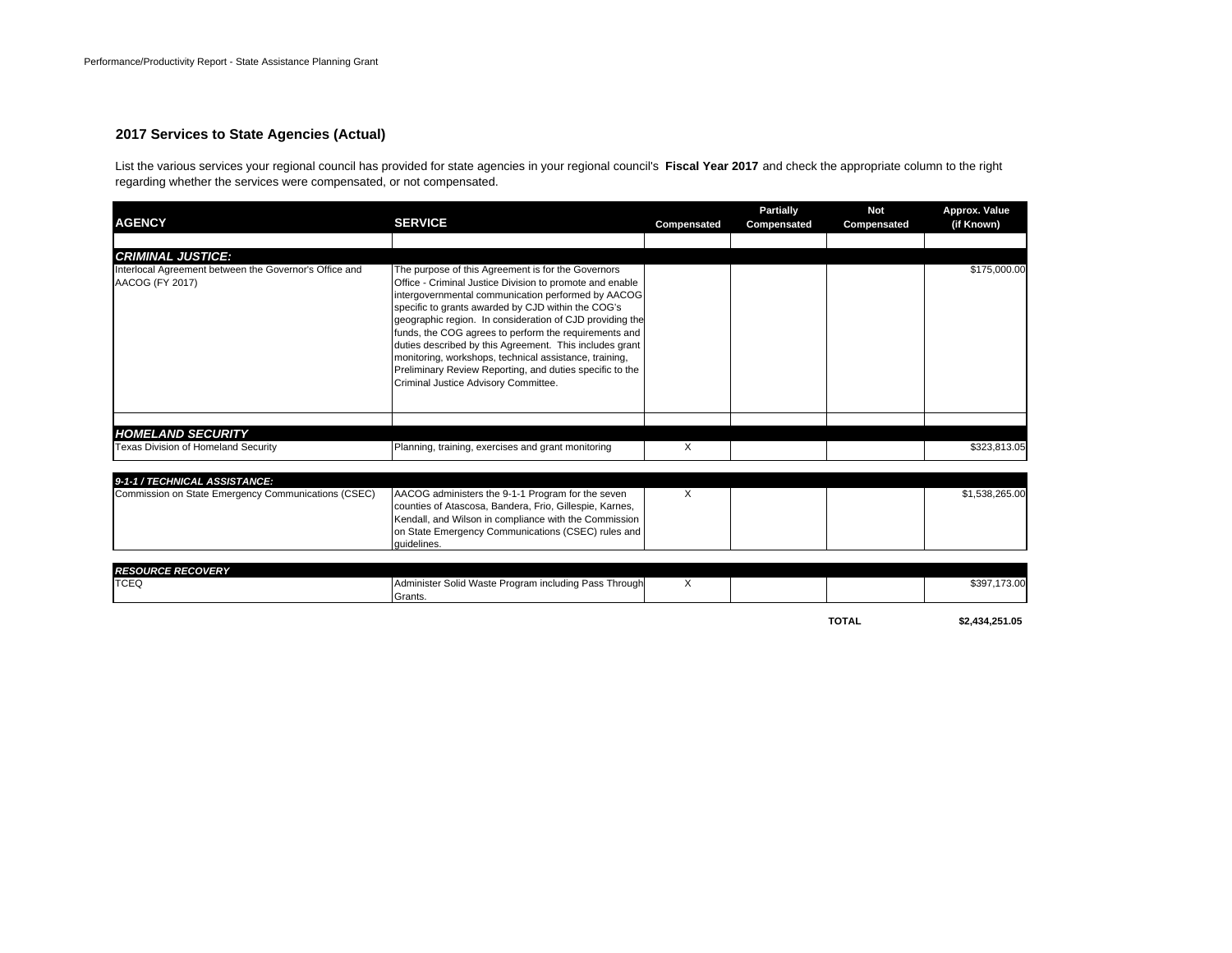## 2017 Services to State Agencies (Actual)

List the various services your regional council has provided for state agencies in your regional council's **Fiscal Year 2017** and check the appropriate column to the right regarding whether the services were compensated, or not compensated.

| AGENCY | SERVICE | Compensated | Partially Compensated | Not Compensated | Approx. Value (if Known) |
|---|---|---|---|---|---|
| ***CRIMINAL JUSTICE:*** | | | | | |
| Interlocal Agreement between the Governor's Office and AACOG (FY 2017) | The purpose of this Agreement is for the Governors Office - Criminal Justice Division to promote and enable intergovernmental communication performed by AACOG specific to grants awarded by CJD within the COG's geographic region. In consideration of CJD providing the funds, the COG agrees to perform the requirements and duties described by this Agreement. This includes grant monitoring, workshops, technical assistance, training, Preliminary Review Reporting, and duties specific to the Criminal Justice Advisory Committee. | | | | $175,000.00 |
| ***HOMELAND SECURITY*** | | | | | |
| Texas Division of Homeland Security | Planning, training, exercises and grant monitoring | X | | | $323,813.05 |
| ***9-1-1 / TECHNICAL ASSISTANCE:*** | | | | | |
| Commission on State Emergency Communications (CSEC) | AACOG administers the 9-1-1 Program for the seven counties of Atascosa, Bandera, Frio, Gillespie, Karnes, Kendall, and Wilson in compliance with the Commission on State Emergency Communications (CSEC) rules and guidelines. | X | | | $1,538,265.00 |
| ***RESOURCE RECOVERY*** | | | | | |
| TCEQ | Administer Solid Waste Program including Pass Through Grants. | X | | | $397,173.00 |
| | | | | **TOTAL** | **$2,434,251.05** |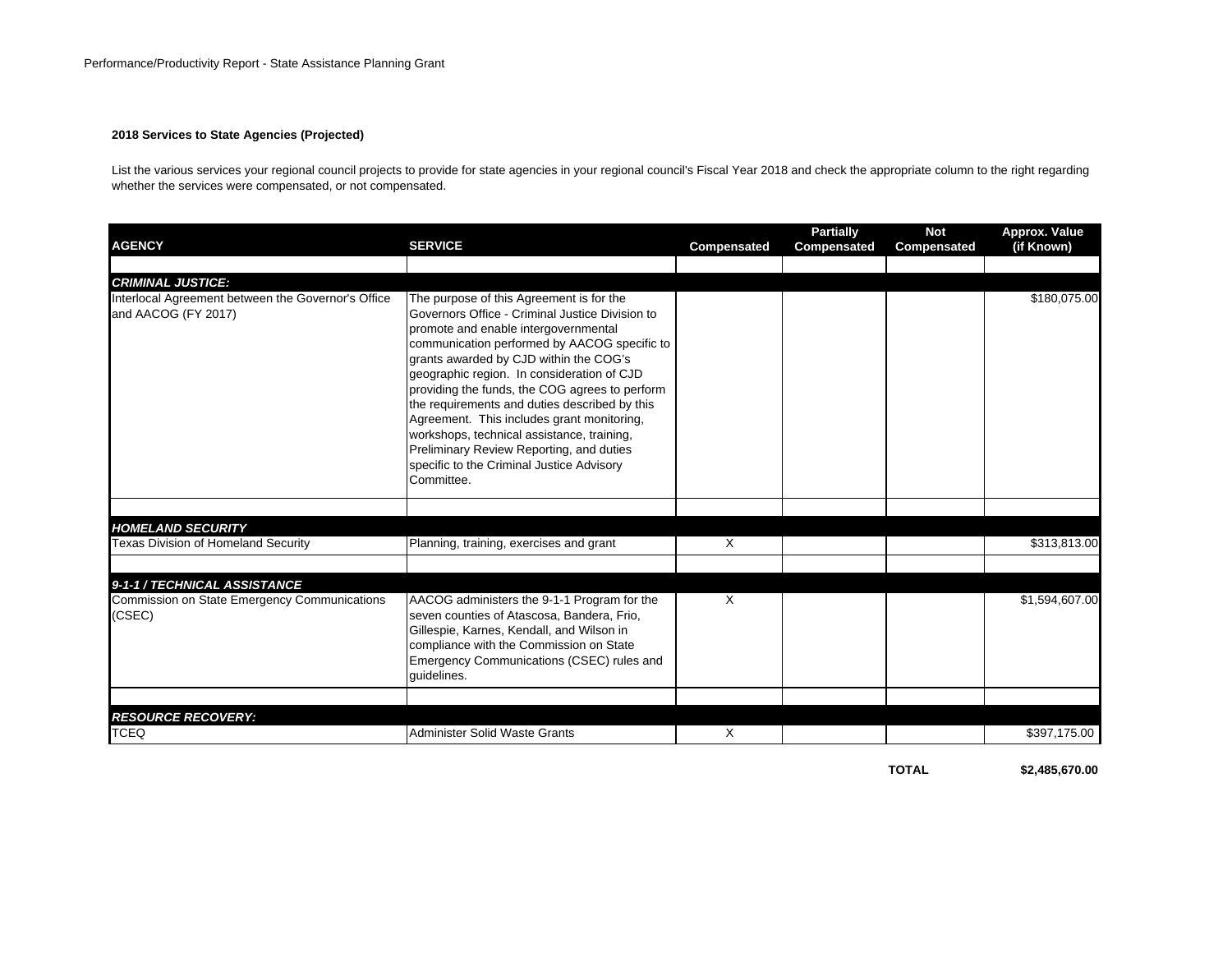Performance/Productivity Report - State Assistance Planning Grant

**2018 Services to State Agencies (Projected)**

List the various services your regional council projects to provide for state agencies in your regional council's Fiscal Year 2018 and check the appropriate column to the right regarding whether the services were compensated, or not compensated.

| AGENCY | SERVICE | Compensated | Partially Compensated | Not Compensated | Approx. Value (if Known) |
|---|---|---|---|---|---|
| ***CRIMINAL JUSTICE:*** | | | | | |
| Interlocal Agreement between the Governor's Office and AACOG (FY 2017) | The purpose of this Agreement is for the Governors Office - Criminal Justice Division to promote and enable intergovernmental communication performed by AACOG specific to grants awarded by CJD within the COG's geographic region. In consideration of CJD providing the funds, the COG agrees to perform the requirements and duties described by this Agreement. This includes grant monitoring, workshops, technical assistance, training, Preliminary Review Reporting, and duties specific to the Criminal Justice Advisory Committee. | | | | $180,075.00 |
| ***HOMELAND SECURITY*** | | | | | |
| Texas Division of Homeland Security | Planning, training, exercises and grant | X | | | $313,813.00 |
| ***9-1-1 / TECHNICAL ASSISTANCE*** | | | | | |
| Commission on State Emergency Communications (CSEC) | AACOG administers the 9-1-1 Program for the seven counties of Atascosa, Bandera, Frio, Gillespie, Karnes, Kendall, and Wilson in compliance with the Commission on State Emergency Communications (CSEC) rules and guidelines. | X | | | $1,594,607.00 |
| ***RESOURCE RECOVERY:*** | | | | | |
| TCEQ | Administer Solid Waste Grants | X | | | $397,175.00 |
| | | | | **TOTAL** | **$2,485,670.00** |